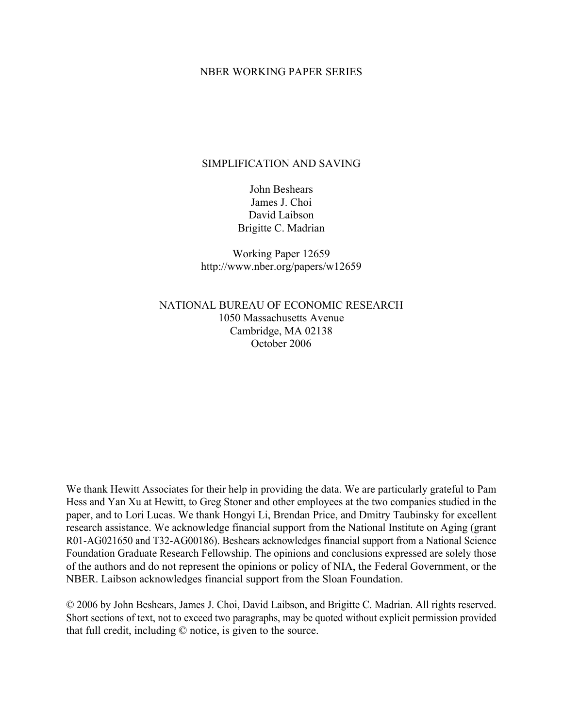NBER WORKING PAPER SERIES

# SIMPLIFICATION AND SAVING

John Beshears
James J. Choi
David Laibson
Brigitte C. Madrian

Working Paper 12659
http://www.nber.org/papers/w12659

NATIONAL BUREAU OF ECONOMIC RESEARCH
1050 Massachusetts Avenue
Cambridge, MA 02138
October 2006

We thank Hewitt Associates for their help in providing the data. We are particularly grateful to Pam Hess and Yan Xu at Hewitt, to Greg Stoner and other employees at the two companies studied in the paper, and to Lori Lucas. We thank Hongyi Li, Brendan Price, and Dmitry Taubinsky for excellent research assistance. We acknowledge financial support from the National Institute on Aging (grant R01-AG021650 and T32-AG00186). Beshears acknowledges financial support from a National Science Foundation Graduate Research Fellowship. The opinions and conclusions expressed are solely those of the authors and do not represent the opinions or policy of NIA, the Federal Government, or the NBER. Laibson acknowledges financial support from the Sloan Foundation.

© 2006 by John Beshears, James J. Choi, David Laibson, and Brigitte C. Madrian. All rights reserved. Short sections of text, not to exceed two paragraphs, may be quoted without explicit permission provided that full credit, including © notice, is given to the source.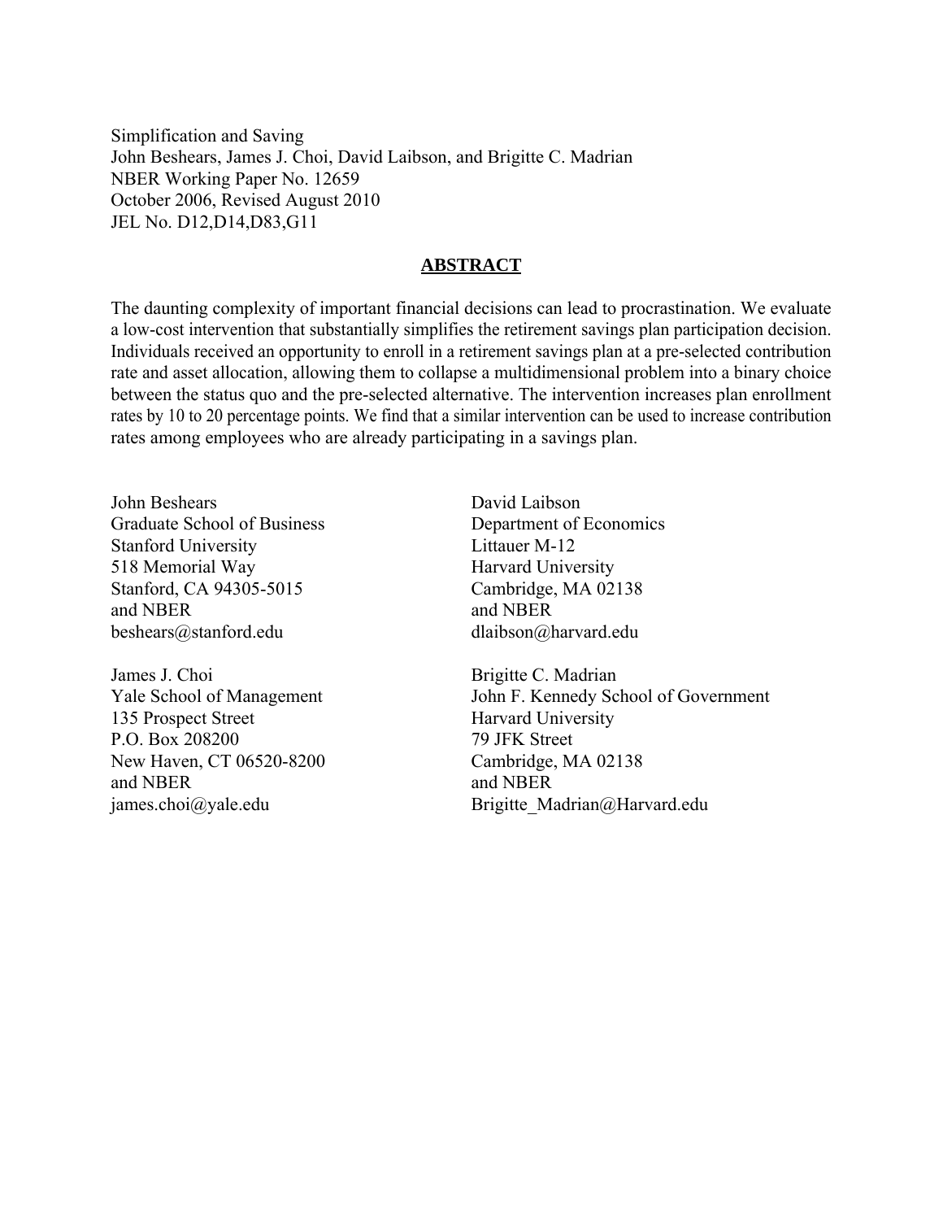Simplification and Saving
John Beshears, James J. Choi, David Laibson, and Brigitte C. Madrian
NBER Working Paper No. 12659
October 2006, Revised August 2010
JEL No. D12,D14,D83,G11

## ABSTRACT

The daunting complexity of important financial decisions can lead to procrastination. We evaluate a low-cost intervention that substantially simplifies the retirement savings plan participation decision. Individuals received an opportunity to enroll in a retirement savings plan at a pre-selected contribution rate and asset allocation, allowing them to collapse a multidimensional problem into a binary choice between the status quo and the pre-selected alternative. The intervention increases plan enrollment rates by 10 to 20 percentage points. We find that a similar intervention can be used to increase contribution rates among employees who are already participating in a savings plan.

John Beshears
Graduate School of Business
Stanford University
518 Memorial Way
Stanford, CA 94305-5015
and NBER
beshears@stanford.edu

James J. Choi
Yale School of Management
135 Prospect Street
P.O. Box 208200
New Haven, CT 06520-8200
and NBER
james.choi@yale.edu

David Laibson
Department of Economics
Littauer M-12
Harvard University
Cambridge, MA 02138
and NBER
dlaibson@harvard.edu

Brigitte C. Madrian
John F. Kennedy School of Government
Harvard University
79 JFK Street
Cambridge, MA 02138
and NBER
Brigitte_Madrian@Harvard.edu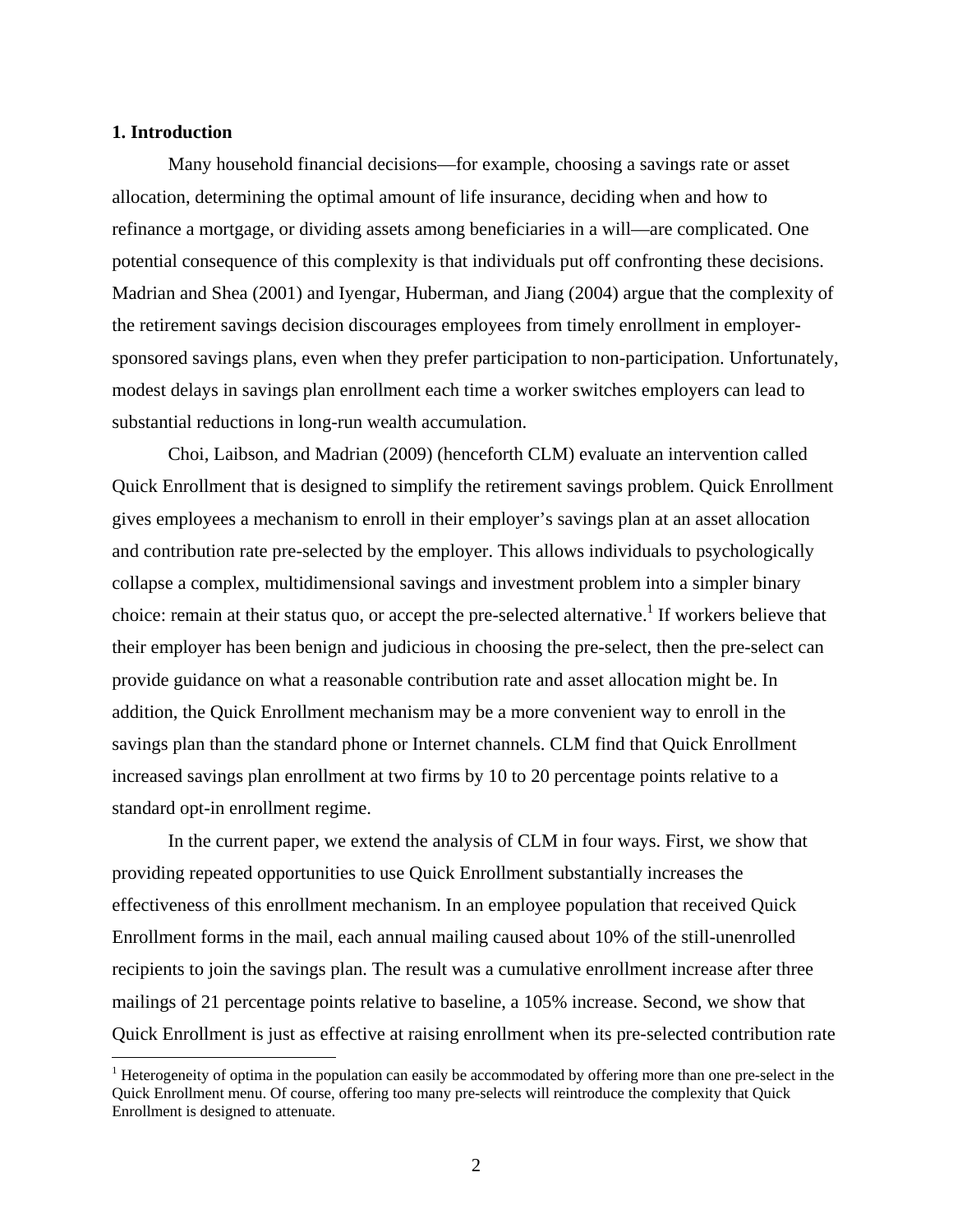## 1. Introduction

Many household financial decisions—for example, choosing a savings rate or asset allocation, determining the optimal amount of life insurance, deciding when and how to refinance a mortgage, or dividing assets among beneficiaries in a will—are complicated. One potential consequence of this complexity is that individuals put off confronting these decisions. Madrian and Shea (2001) and Iyengar, Huberman, and Jiang (2004) argue that the complexity of the retirement savings decision discourages employees from timely enrollment in employer-sponsored savings plans, even when they prefer participation to non-participation. Unfortunately, modest delays in savings plan enrollment each time a worker switches employers can lead to substantial reductions in long-run wealth accumulation.

Choi, Laibson, and Madrian (2009) (henceforth CLM) evaluate an intervention called Quick Enrollment that is designed to simplify the retirement savings problem. Quick Enrollment gives employees a mechanism to enroll in their employer's savings plan at an asset allocation and contribution rate pre-selected by the employer. This allows individuals to psychologically collapse a complex, multidimensional savings and investment problem into a simpler binary choice: remain at their status quo, or accept the pre-selected alternative.[1] If workers believe that their employer has been benign and judicious in choosing the pre-select, then the pre-select can provide guidance on what a reasonable contribution rate and asset allocation might be. In addition, the Quick Enrollment mechanism may be a more convenient way to enroll in the savings plan than the standard phone or Internet channels. CLM find that Quick Enrollment increased savings plan enrollment at two firms by 10 to 20 percentage points relative to a standard opt-in enrollment regime.

In the current paper, we extend the analysis of CLM in four ways. First, we show that providing repeated opportunities to use Quick Enrollment substantially increases the effectiveness of this enrollment mechanism. In an employee population that received Quick Enrollment forms in the mail, each annual mailing caused about 10% of the still-unenrolled recipients to join the savings plan. The result was a cumulative enrollment increase after three mailings of 21 percentage points relative to baseline, a 105% increase. Second, we show that Quick Enrollment is just as effective at raising enrollment when its pre-selected contribution rate

[1] Heterogeneity of optima in the population can easily be accommodated by offering more than one pre-select in the Quick Enrollment menu. Of course, offering too many pre-selects will reintroduce the complexity that Quick Enrollment is designed to attenuate.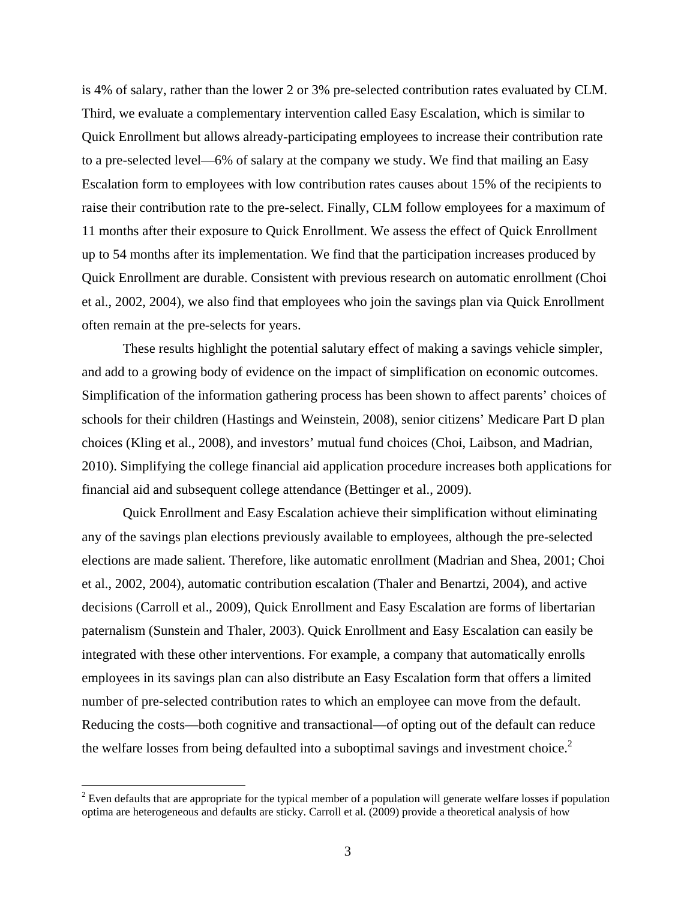is 4% of salary, rather than the lower 2 or 3% pre-selected contribution rates evaluated by CLM. Third, we evaluate a complementary intervention called Easy Escalation, which is similar to Quick Enrollment but allows already-participating employees to increase their contribution rate to a pre-selected level—6% of salary at the company we study. We find that mailing an Easy Escalation form to employees with low contribution rates causes about 15% of the recipients to raise their contribution rate to the pre-select. Finally, CLM follow employees for a maximum of 11 months after their exposure to Quick Enrollment. We assess the effect of Quick Enrollment up to 54 months after its implementation. We find that the participation increases produced by Quick Enrollment are durable. Consistent with previous research on automatic enrollment (Choi et al., 2002, 2004), we also find that employees who join the savings plan via Quick Enrollment often remain at the pre-selects for years.

These results highlight the potential salutary effect of making a savings vehicle simpler, and add to a growing body of evidence on the impact of simplification on economic outcomes. Simplification of the information gathering process has been shown to affect parents' choices of schools for their children (Hastings and Weinstein, 2008), senior citizens' Medicare Part D plan choices (Kling et al., 2008), and investors' mutual fund choices (Choi, Laibson, and Madrian, 2010). Simplifying the college financial aid application procedure increases both applications for financial aid and subsequent college attendance (Bettinger et al., 2009).

Quick Enrollment and Easy Escalation achieve their simplification without eliminating any of the savings plan elections previously available to employees, although the pre-selected elections are made salient. Therefore, like automatic enrollment (Madrian and Shea, 2001; Choi et al., 2002, 2004), automatic contribution escalation (Thaler and Benartzi, 2004), and active decisions (Carroll et al., 2009), Quick Enrollment and Easy Escalation are forms of libertarian paternalism (Sunstein and Thaler, 2003). Quick Enrollment and Easy Escalation can easily be integrated with these other interventions. For example, a company that automatically enrolls employees in its savings plan can also distribute an Easy Escalation form that offers a limited number of pre-selected contribution rates to which an employee can move from the default. Reducing the costs—both cognitive and transactional—of opting out of the default can reduce the welfare losses from being defaulted into a suboptimal savings and investment choice.[2]

[2] Even defaults that are appropriate for the typical member of a population will generate welfare losses if population optima are heterogeneous and defaults are sticky. Carroll et al. (2009) provide a theoretical analysis of how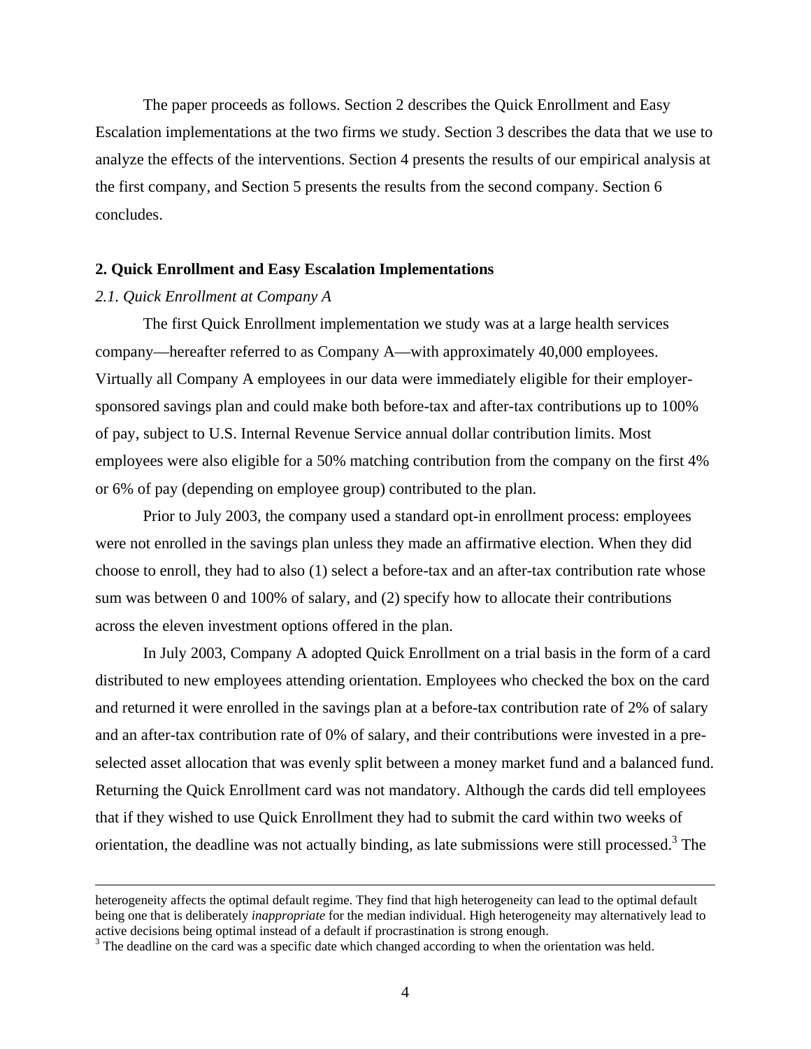The paper proceeds as follows. Section 2 describes the Quick Enrollment and Easy Escalation implementations at the two firms we study. Section 3 describes the data that we use to analyze the effects of the interventions. Section 4 presents the results of our empirical analysis at the first company, and Section 5 presents the results from the second company. Section 6 concludes.

## 2. Quick Enrollment and Easy Escalation Implementations

### *2.1. Quick Enrollment at Company A*

The first Quick Enrollment implementation we study was at a large health services company—hereafter referred to as Company A—with approximately 40,000 employees. Virtually all Company A employees in our data were immediately eligible for their employer-sponsored savings plan and could make both before-tax and after-tax contributions up to 100% of pay, subject to U.S. Internal Revenue Service annual dollar contribution limits. Most employees were also eligible for a 50% matching contribution from the company on the first 4% or 6% of pay (depending on employee group) contributed to the plan.

Prior to July 2003, the company used a standard opt-in enrollment process: employees were not enrolled in the savings plan unless they made an affirmative election. When they did choose to enroll, they had to also (1) select a before-tax and an after-tax contribution rate whose sum was between 0 and 100% of salary, and (2) specify how to allocate their contributions across the eleven investment options offered in the plan.

In July 2003, Company A adopted Quick Enrollment on a trial basis in the form of a card distributed to new employees attending orientation. Employees who checked the box on the card and returned it were enrolled in the savings plan at a before-tax contribution rate of 2% of salary and an after-tax contribution rate of 0% of salary, and their contributions were invested in a pre-selected asset allocation that was evenly split between a money market fund and a balanced fund. Returning the Quick Enrollment card was not mandatory. Although the cards did tell employees that if they wished to use Quick Enrollment they had to submit the card within two weeks of orientation, the deadline was not actually binding, as late submissions were still processed.[3] The

heterogeneity affects the optimal default regime. They find that high heterogeneity can lead to the optimal default being one that is deliberately *inappropriate* for the median individual. High heterogeneity may alternatively lead to active decisions being optimal instead of a default if procrastination is strong enough.

[3] The deadline on the card was a specific date which changed according to when the orientation was held.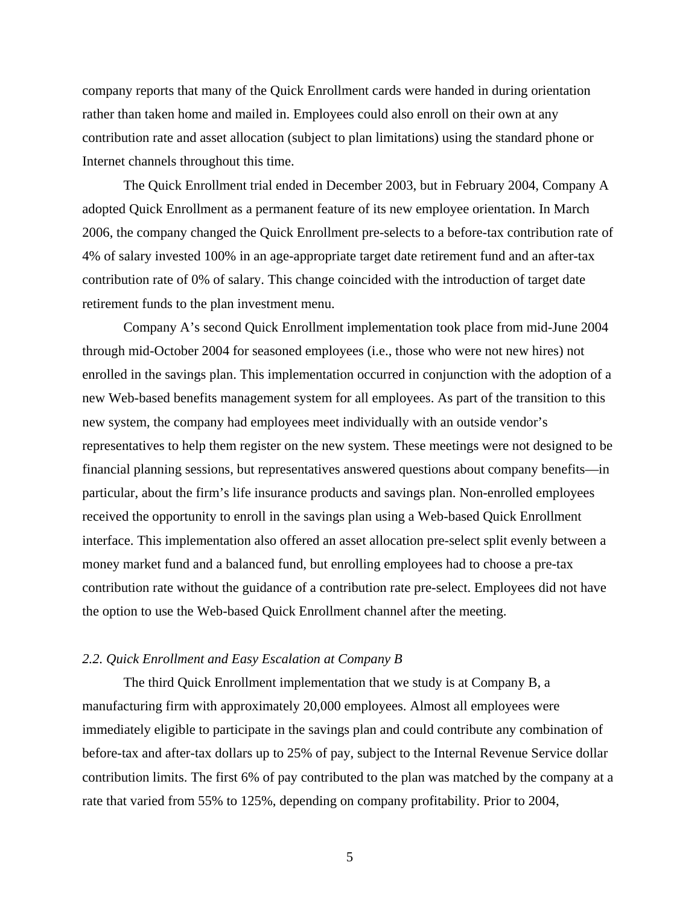company reports that many of the Quick Enrollment cards were handed in during orientation rather than taken home and mailed in. Employees could also enroll on their own at any contribution rate and asset allocation (subject to plan limitations) using the standard phone or Internet channels throughout this time.

The Quick Enrollment trial ended in December 2003, but in February 2004, Company A adopted Quick Enrollment as a permanent feature of its new employee orientation. In March 2006, the company changed the Quick Enrollment pre-selects to a before-tax contribution rate of 4% of salary invested 100% in an age-appropriate target date retirement fund and an after-tax contribution rate of 0% of salary. This change coincided with the introduction of target date retirement funds to the plan investment menu.

Company A's second Quick Enrollment implementation took place from mid-June 2004 through mid-October 2004 for seasoned employees (i.e., those who were not new hires) not enrolled in the savings plan. This implementation occurred in conjunction with the adoption of a new Web-based benefits management system for all employees. As part of the transition to this new system, the company had employees meet individually with an outside vendor's representatives to help them register on the new system. These meetings were not designed to be financial planning sessions, but representatives answered questions about company benefits—in particular, about the firm's life insurance products and savings plan. Non-enrolled employees received the opportunity to enroll in the savings plan using a Web-based Quick Enrollment interface. This implementation also offered an asset allocation pre-select split evenly between a money market fund and a balanced fund, but enrolling employees had to choose a pre-tax contribution rate without the guidance of a contribution rate pre-select. Employees did not have the option to use the Web-based Quick Enrollment channel after the meeting.

### *2.2. Quick Enrollment and Easy Escalation at Company B*

The third Quick Enrollment implementation that we study is at Company B, a manufacturing firm with approximately 20,000 employees. Almost all employees were immediately eligible to participate in the savings plan and could contribute any combination of before-tax and after-tax dollars up to 25% of pay, subject to the Internal Revenue Service dollar contribution limits. The first 6% of pay contributed to the plan was matched by the company at a rate that varied from 55% to 125%, depending on company profitability. Prior to 2004,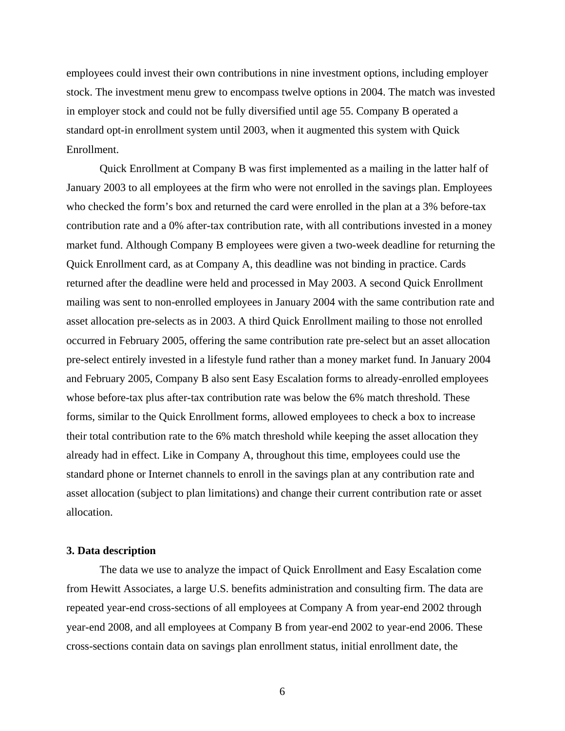employees could invest their own contributions in nine investment options, including employer stock. The investment menu grew to encompass twelve options in 2004. The match was invested in employer stock and could not be fully diversified until age 55. Company B operated a standard opt-in enrollment system until 2003, when it augmented this system with Quick Enrollment.

Quick Enrollment at Company B was first implemented as a mailing in the latter half of January 2003 to all employees at the firm who were not enrolled in the savings plan. Employees who checked the form's box and returned the card were enrolled in the plan at a 3% before-tax contribution rate and a 0% after-tax contribution rate, with all contributions invested in a money market fund. Although Company B employees were given a two-week deadline for returning the Quick Enrollment card, as at Company A, this deadline was not binding in practice. Cards returned after the deadline were held and processed in May 2003. A second Quick Enrollment mailing was sent to non-enrolled employees in January 2004 with the same contribution rate and asset allocation pre-selects as in 2003. A third Quick Enrollment mailing to those not enrolled occurred in February 2005, offering the same contribution rate pre-select but an asset allocation pre-select entirely invested in a lifestyle fund rather than a money market fund. In January 2004 and February 2005, Company B also sent Easy Escalation forms to already-enrolled employees whose before-tax plus after-tax contribution rate was below the 6% match threshold. These forms, similar to the Quick Enrollment forms, allowed employees to check a box to increase their total contribution rate to the 6% match threshold while keeping the asset allocation they already had in effect. Like in Company A, throughout this time, employees could use the standard phone or Internet channels to enroll in the savings plan at any contribution rate and asset allocation (subject to plan limitations) and change their current contribution rate or asset allocation.

## 3. Data description

The data we use to analyze the impact of Quick Enrollment and Easy Escalation come from Hewitt Associates, a large U.S. benefits administration and consulting firm. The data are repeated year-end cross-sections of all employees at Company A from year-end 2002 through year-end 2008, and all employees at Company B from year-end 2002 to year-end 2006. These cross-sections contain data on savings plan enrollment status, initial enrollment date, the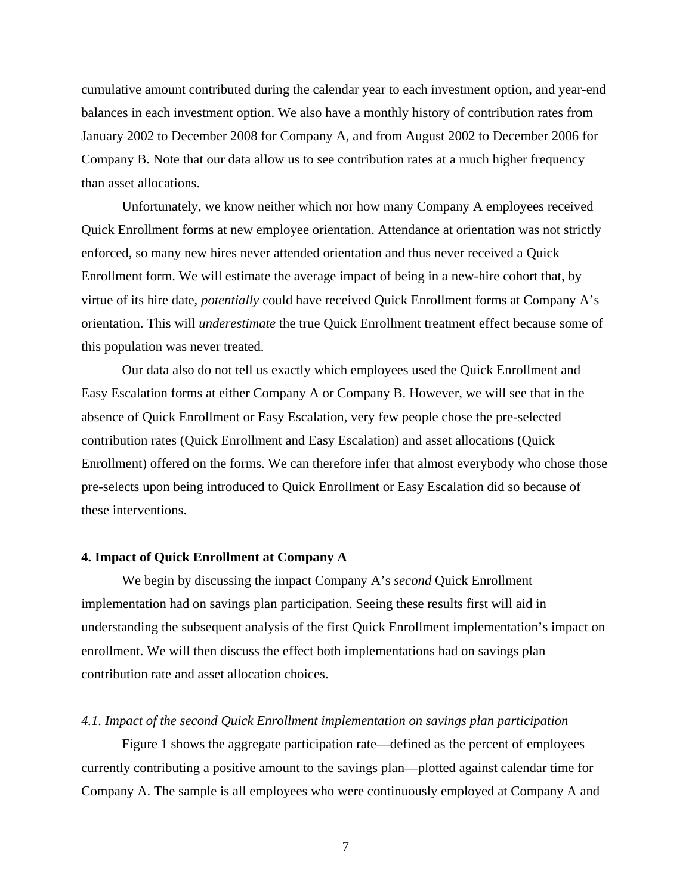cumulative amount contributed during the calendar year to each investment option, and year-end balances in each investment option. We also have a monthly history of contribution rates from January 2002 to December 2008 for Company A, and from August 2002 to December 2006 for Company B. Note that our data allow us to see contribution rates at a much higher frequency than asset allocations.

Unfortunately, we know neither which nor how many Company A employees received Quick Enrollment forms at new employee orientation. Attendance at orientation was not strictly enforced, so many new hires never attended orientation and thus never received a Quick Enrollment form. We will estimate the average impact of being in a new-hire cohort that, by virtue of its hire date, *potentially* could have received Quick Enrollment forms at Company A's orientation. This will *underestimate* the true Quick Enrollment treatment effect because some of this population was never treated.

Our data also do not tell us exactly which employees used the Quick Enrollment and Easy Escalation forms at either Company A or Company B. However, we will see that in the absence of Quick Enrollment or Easy Escalation, very few people chose the pre-selected contribution rates (Quick Enrollment and Easy Escalation) and asset allocations (Quick Enrollment) offered on the forms. We can therefore infer that almost everybody who chose those pre-selects upon being introduced to Quick Enrollment or Easy Escalation did so because of these interventions.

## 4. Impact of Quick Enrollment at Company A

We begin by discussing the impact Company A's *second* Quick Enrollment implementation had on savings plan participation. Seeing these results first will aid in understanding the subsequent analysis of the first Quick Enrollment implementation's impact on enrollment. We will then discuss the effect both implementations had on savings plan contribution rate and asset allocation choices.

### *4.1. Impact of the second Quick Enrollment implementation on savings plan participation*

Figure 1 shows the aggregate participation rate—defined as the percent of employees currently contributing a positive amount to the savings plan—plotted against calendar time for Company A. The sample is all employees who were continuously employed at Company A and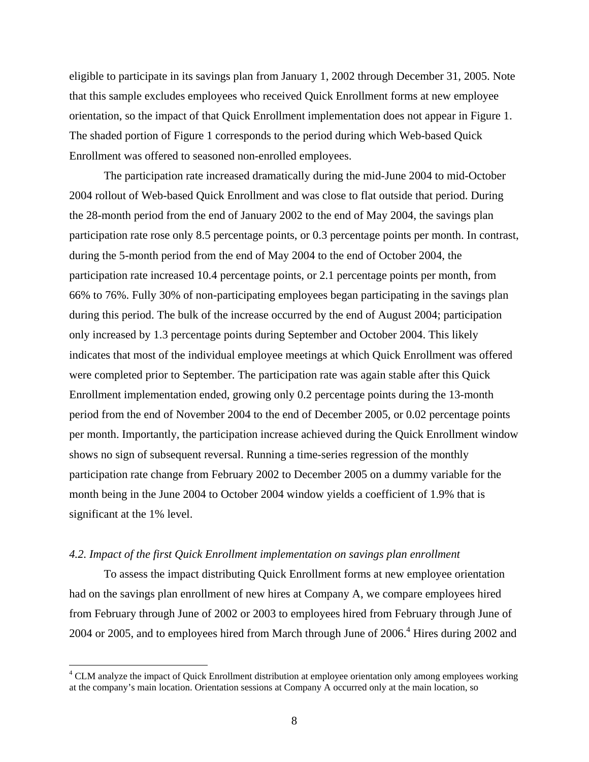eligible to participate in its savings plan from January 1, 2002 through December 31, 2005. Note that this sample excludes employees who received Quick Enrollment forms at new employee orientation, so the impact of that Quick Enrollment implementation does not appear in Figure 1. The shaded portion of Figure 1 corresponds to the period during which Web-based Quick Enrollment was offered to seasoned non-enrolled employees.

The participation rate increased dramatically during the mid-June 2004 to mid-October 2004 rollout of Web-based Quick Enrollment and was close to flat outside that period. During the 28-month period from the end of January 2002 to the end of May 2004, the savings plan participation rate rose only 8.5 percentage points, or 0.3 percentage points per month. In contrast, during the 5-month period from the end of May 2004 to the end of October 2004, the participation rate increased 10.4 percentage points, or 2.1 percentage points per month, from 66% to 76%. Fully 30% of non-participating employees began participating in the savings plan during this period. The bulk of the increase occurred by the end of August 2004; participation only increased by 1.3 percentage points during September and October 2004. This likely indicates that most of the individual employee meetings at which Quick Enrollment was offered were completed prior to September. The participation rate was again stable after this Quick Enrollment implementation ended, growing only 0.2 percentage points during the 13-month period from the end of November 2004 to the end of December 2005, or 0.02 percentage points per month. Importantly, the participation increase achieved during the Quick Enrollment window shows no sign of subsequent reversal. Running a time-series regression of the monthly participation rate change from February 2002 to December 2005 on a dummy variable for the month being in the June 2004 to October 2004 window yields a coefficient of 1.9% that is significant at the 1% level.

### *4.2. Impact of the first Quick Enrollment implementation on savings plan enrollment*

To assess the impact distributing Quick Enrollment forms at new employee orientation had on the savings plan enrollment of new hires at Company A, we compare employees hired from February through June of 2002 or 2003 to employees hired from February through June of 2004 or 2005, and to employees hired from March through June of 2006.[4] Hires during 2002 and

[4] CLM analyze the impact of Quick Enrollment distribution at employee orientation only among employees working at the company's main location. Orientation sessions at Company A occurred only at the main location, so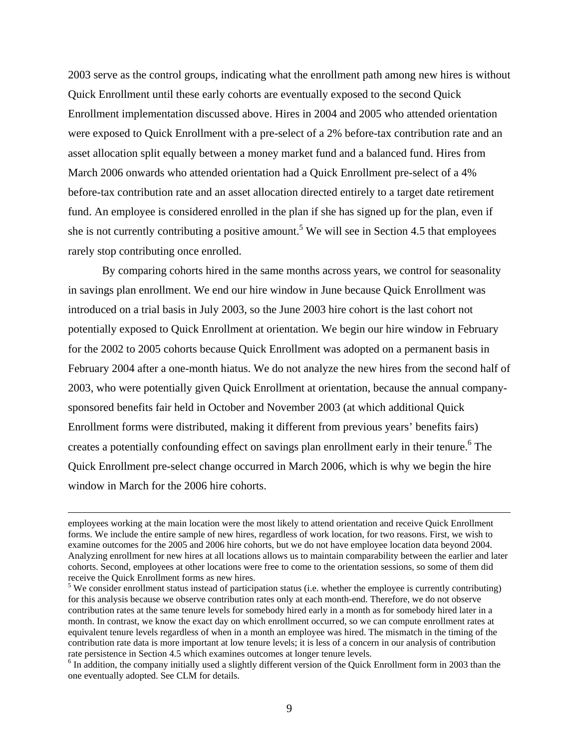2003 serve as the control groups, indicating what the enrollment path among new hires is without Quick Enrollment until these early cohorts are eventually exposed to the second Quick Enrollment implementation discussed above. Hires in 2004 and 2005 who attended orientation were exposed to Quick Enrollment with a pre-select of a 2% before-tax contribution rate and an asset allocation split equally between a money market fund and a balanced fund. Hires from March 2006 onwards who attended orientation had a Quick Enrollment pre-select of a 4% before-tax contribution rate and an asset allocation directed entirely to a target date retirement fund. An employee is considered enrolled in the plan if she has signed up for the plan, even if she is not currently contributing a positive amount.[5] We will see in Section 4.5 that employees rarely stop contributing once enrolled.

By comparing cohorts hired in the same months across years, we control for seasonality in savings plan enrollment. We end our hire window in June because Quick Enrollment was introduced on a trial basis in July 2003, so the June 2003 hire cohort is the last cohort not potentially exposed to Quick Enrollment at orientation. We begin our hire window in February for the 2002 to 2005 cohorts because Quick Enrollment was adopted on a permanent basis in February 2004 after a one-month hiatus. We do not analyze the new hires from the second half of 2003, who were potentially given Quick Enrollment at orientation, because the annual company-sponsored benefits fair held in October and November 2003 (at which additional Quick Enrollment forms were distributed, making it different from previous years' benefits fairs) creates a potentially confounding effect on savings plan enrollment early in their tenure.[6] The Quick Enrollment pre-select change occurred in March 2006, which is why we begin the hire window in March for the 2006 hire cohorts.

---

employees working at the main location were the most likely to attend orientation and receive Quick Enrollment forms. We include the entire sample of new hires, regardless of work location, for two reasons. First, we wish to examine outcomes for the 2005 and 2006 hire cohorts, but we do not have employee location data beyond 2004. Analyzing enrollment for new hires at all locations allows us to maintain comparability between the earlier and later cohorts. Second, employees at other locations were free to come to the orientation sessions, so some of them did receive the Quick Enrollment forms as new hires.

[5] We consider enrollment status instead of participation status (i.e. whether the employee is currently contributing) for this analysis because we observe contribution rates only at each month-end. Therefore, we do not observe contribution rates at the same tenure levels for somebody hired early in a month as for somebody hired later in a month. In contrast, we know the exact day on which enrollment occurred, so we can compute enrollment rates at equivalent tenure levels regardless of when in a month an employee was hired. The mismatch in the timing of the contribution rate data is more important at low tenure levels; it is less of a concern in our analysis of contribution rate persistence in Section 4.5 which examines outcomes at longer tenure levels.

[6] In addition, the company initially used a slightly different version of the Quick Enrollment form in 2003 than the one eventually adopted. See CLM for details.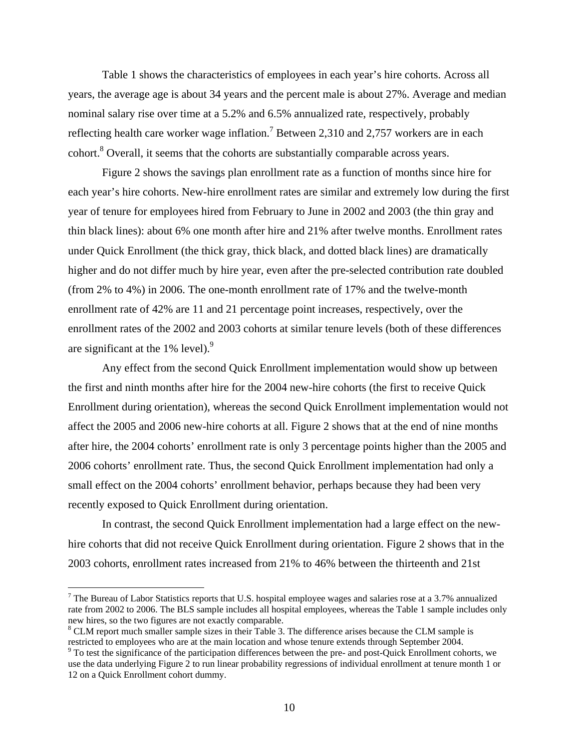Table 1 shows the characteristics of employees in each year's hire cohorts. Across all years, the average age is about 34 years and the percent male is about 27%. Average and median nominal salary rise over time at a 5.2% and 6.5% annualized rate, respectively, probably reflecting health care worker wage inflation.[7] Between 2,310 and 2,757 workers are in each cohort.[8] Overall, it seems that the cohorts are substantially comparable across years.

Figure 2 shows the savings plan enrollment rate as a function of months since hire for each year's hire cohorts. New-hire enrollment rates are similar and extremely low during the first year of tenure for employees hired from February to June in 2002 and 2003 (the thin gray and thin black lines): about 6% one month after hire and 21% after twelve months. Enrollment rates under Quick Enrollment (the thick gray, thick black, and dotted black lines) are dramatically higher and do not differ much by hire year, even after the pre-selected contribution rate doubled (from 2% to 4%) in 2006. The one-month enrollment rate of 17% and the twelve-month enrollment rate of 42% are 11 and 21 percentage point increases, respectively, over the enrollment rates of the 2002 and 2003 cohorts at similar tenure levels (both of these differences are significant at the 1% level).[9]

Any effect from the second Quick Enrollment implementation would show up between the first and ninth months after hire for the 2004 new-hire cohorts (the first to receive Quick Enrollment during orientation), whereas the second Quick Enrollment implementation would not affect the 2005 and 2006 new-hire cohorts at all. Figure 2 shows that at the end of nine months after hire, the 2004 cohorts' enrollment rate is only 3 percentage points higher than the 2005 and 2006 cohorts' enrollment rate. Thus, the second Quick Enrollment implementation had only a small effect on the 2004 cohorts' enrollment behavior, perhaps because they had been very recently exposed to Quick Enrollment during orientation.

In contrast, the second Quick Enrollment implementation had a large effect on the new-hire cohorts that did not receive Quick Enrollment during orientation. Figure 2 shows that in the 2003 cohorts, enrollment rates increased from 21% to 46% between the thirteenth and 21st

---

[7] The Bureau of Labor Statistics reports that U.S. hospital employee wages and salaries rose at a 3.7% annualized rate from 2002 to 2006. The BLS sample includes all hospital employees, whereas the Table 1 sample includes only new hires, so the two figures are not exactly comparable.

[8] CLM report much smaller sample sizes in their Table 3. The difference arises because the CLM sample is restricted to employees who are at the main location and whose tenure extends through September 2004.

[9] To test the significance of the participation differences between the pre- and post-Quick Enrollment cohorts, we use the data underlying Figure 2 to run linear probability regressions of individual enrollment at tenure month 1 or 12 on a Quick Enrollment cohort dummy.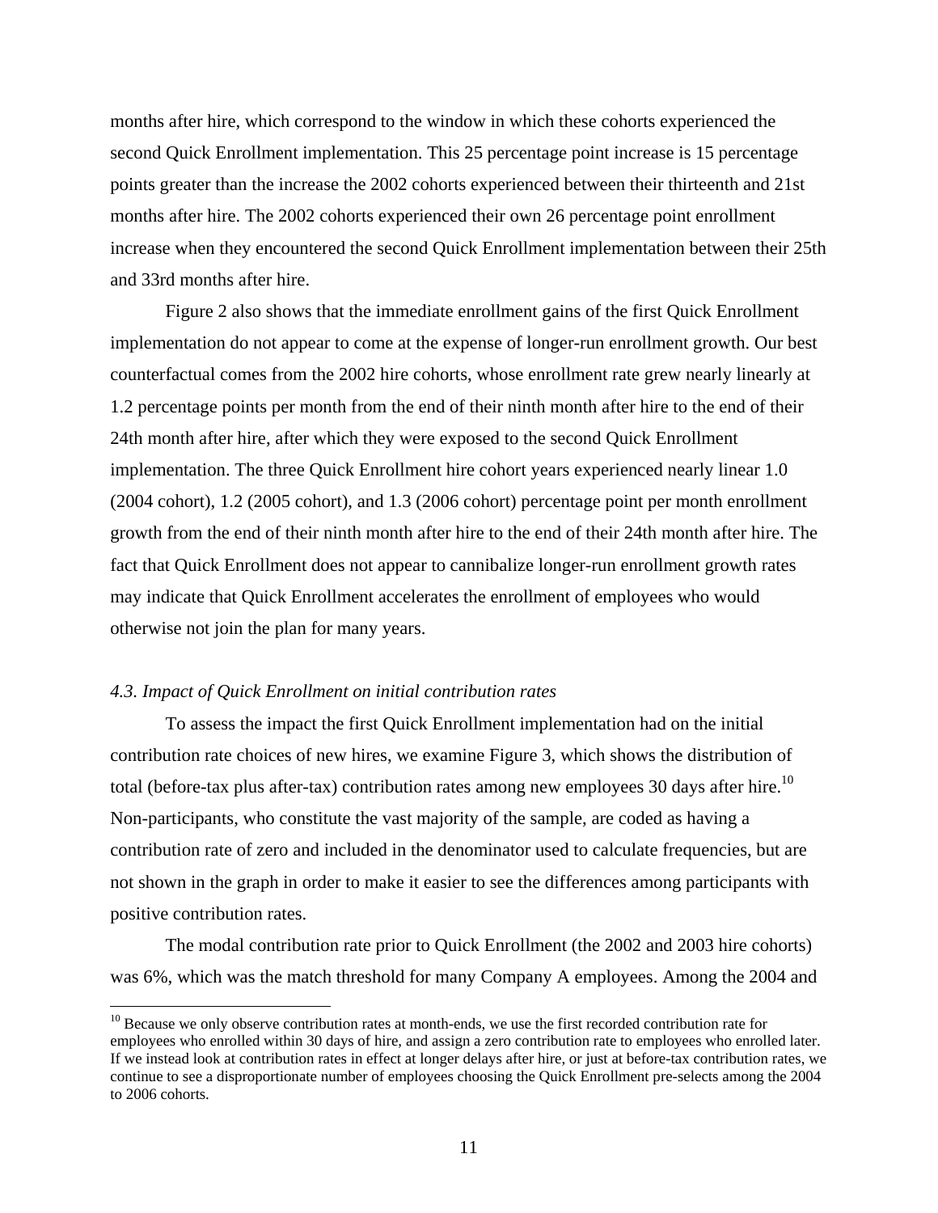months after hire, which correspond to the window in which these cohorts experienced the second Quick Enrollment implementation. This 25 percentage point increase is 15 percentage points greater than the increase the 2002 cohorts experienced between their thirteenth and 21st months after hire. The 2002 cohorts experienced their own 26 percentage point enrollment increase when they encountered the second Quick Enrollment implementation between their 25th and 33rd months after hire.

Figure 2 also shows that the immediate enrollment gains of the first Quick Enrollment implementation do not appear to come at the expense of longer-run enrollment growth. Our best counterfactual comes from the 2002 hire cohorts, whose enrollment rate grew nearly linearly at 1.2 percentage points per month from the end of their ninth month after hire to the end of their 24th month after hire, after which they were exposed to the second Quick Enrollment implementation. The three Quick Enrollment hire cohort years experienced nearly linear 1.0 (2004 cohort), 1.2 (2005 cohort), and 1.3 (2006 cohort) percentage point per month enrollment growth from the end of their ninth month after hire to the end of their 24th month after hire. The fact that Quick Enrollment does not appear to cannibalize longer-run enrollment growth rates may indicate that Quick Enrollment accelerates the enrollment of employees who would otherwise not join the plan for many years.

### *4.3. Impact of Quick Enrollment on initial contribution rates*

To assess the impact the first Quick Enrollment implementation had on the initial contribution rate choices of new hires, we examine Figure 3, which shows the distribution of total (before-tax plus after-tax) contribution rates among new employees 30 days after hire.[10] Non-participants, who constitute the vast majority of the sample, are coded as having a contribution rate of zero and included in the denominator used to calculate frequencies, but are not shown in the graph in order to make it easier to see the differences among participants with positive contribution rates.

The modal contribution rate prior to Quick Enrollment (the 2002 and 2003 hire cohorts) was 6%, which was the match threshold for many Company A employees. Among the 2004 and

[10] Because we only observe contribution rates at month-ends, we use the first recorded contribution rate for employees who enrolled within 30 days of hire, and assign a zero contribution rate to employees who enrolled later. If we instead look at contribution rates in effect at longer delays after hire, or just at before-tax contribution rates, we continue to see a disproportionate number of employees choosing the Quick Enrollment pre-selects among the 2004 to 2006 cohorts.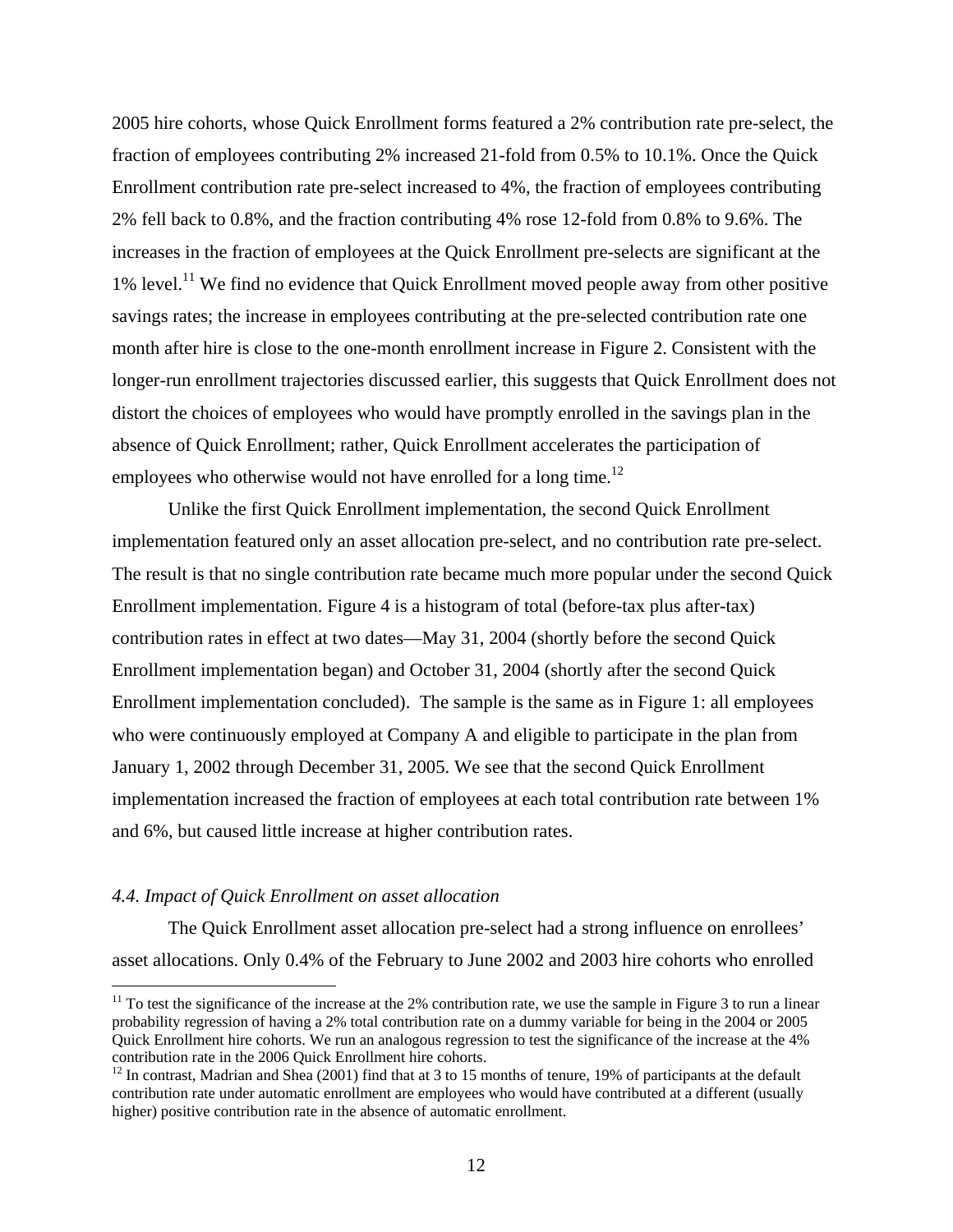2005 hire cohorts, whose Quick Enrollment forms featured a 2% contribution rate pre-select, the fraction of employees contributing 2% increased 21-fold from 0.5% to 10.1%. Once the Quick Enrollment contribution rate pre-select increased to 4%, the fraction of employees contributing 2% fell back to 0.8%, and the fraction contributing 4% rose 12-fold from 0.8% to 9.6%. The increases in the fraction of employees at the Quick Enrollment pre-selects are significant at the 1% level.[11] We find no evidence that Quick Enrollment moved people away from other positive savings rates; the increase in employees contributing at the pre-selected contribution rate one month after hire is close to the one-month enrollment increase in Figure 2. Consistent with the longer-run enrollment trajectories discussed earlier, this suggests that Quick Enrollment does not distort the choices of employees who would have promptly enrolled in the savings plan in the absence of Quick Enrollment; rather, Quick Enrollment accelerates the participation of employees who otherwise would not have enrolled for a long time.[12]

Unlike the first Quick Enrollment implementation, the second Quick Enrollment implementation featured only an asset allocation pre-select, and no contribution rate pre-select. The result is that no single contribution rate became much more popular under the second Quick Enrollment implementation. Figure 4 is a histogram of total (before-tax plus after-tax) contribution rates in effect at two dates—May 31, 2004 (shortly before the second Quick Enrollment implementation began) and October 31, 2004 (shortly after the second Quick Enrollment implementation concluded). The sample is the same as in Figure 1: all employees who were continuously employed at Company A and eligible to participate in the plan from January 1, 2002 through December 31, 2005. We see that the second Quick Enrollment implementation increased the fraction of employees at each total contribution rate between 1% and 6%, but caused little increase at higher contribution rates.

### *4.4. Impact of Quick Enrollment on asset allocation*

The Quick Enrollment asset allocation pre-select had a strong influence on enrollees' asset allocations. Only 0.4% of the February to June 2002 and 2003 hire cohorts who enrolled

[11] To test the significance of the increase at the 2% contribution rate, we use the sample in Figure 3 to run a linear probability regression of having a 2% total contribution rate on a dummy variable for being in the 2004 or 2005 Quick Enrollment hire cohorts. We run an analogous regression to test the significance of the increase at the 4% contribution rate in the 2006 Quick Enrollment hire cohorts.

[12] In contrast, Madrian and Shea (2001) find that at 3 to 15 months of tenure, 19% of participants at the default contribution rate under automatic enrollment are employees who would have contributed at a different (usually higher) positive contribution rate in the absence of automatic enrollment.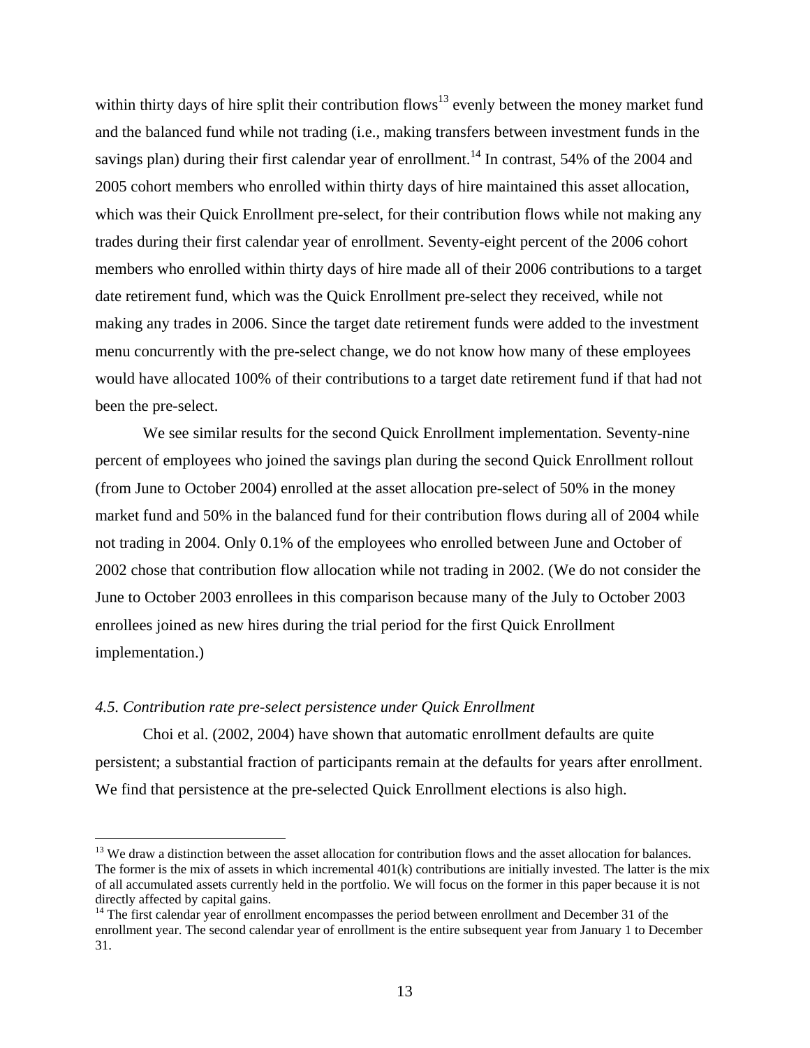within thirty days of hire split their contribution flows[13] evenly between the money market fund and the balanced fund while not trading (i.e., making transfers between investment funds in the savings plan) during their first calendar year of enrollment.[14] In contrast, 54% of the 2004 and 2005 cohort members who enrolled within thirty days of hire maintained this asset allocation, which was their Quick Enrollment pre-select, for their contribution flows while not making any trades during their first calendar year of enrollment. Seventy-eight percent of the 2006 cohort members who enrolled within thirty days of hire made all of their 2006 contributions to a target date retirement fund, which was the Quick Enrollment pre-select they received, while not making any trades in 2006. Since the target date retirement funds were added to the investment menu concurrently with the pre-select change, we do not know how many of these employees would have allocated 100% of their contributions to a target date retirement fund if that had not been the pre-select.

We see similar results for the second Quick Enrollment implementation. Seventy-nine percent of employees who joined the savings plan during the second Quick Enrollment rollout (from June to October 2004) enrolled at the asset allocation pre-select of 50% in the money market fund and 50% in the balanced fund for their contribution flows during all of 2004 while not trading in 2004. Only 0.1% of the employees who enrolled between June and October of 2002 chose that contribution flow allocation while not trading in 2002. (We do not consider the June to October 2003 enrollees in this comparison because many of the July to October 2003 enrollees joined as new hires during the trial period for the first Quick Enrollment implementation.)

### *4.5. Contribution rate pre-select persistence under Quick Enrollment*

Choi et al. (2002, 2004) have shown that automatic enrollment defaults are quite persistent; a substantial fraction of participants remain at the defaults for years after enrollment. We find that persistence at the pre-selected Quick Enrollment elections is also high.

---

[13] We draw a distinction between the asset allocation for contribution flows and the asset allocation for balances. The former is the mix of assets in which incremental 401(k) contributions are initially invested. The latter is the mix of all accumulated assets currently held in the portfolio. We will focus on the former in this paper because it is not directly affected by capital gains.

[14] The first calendar year of enrollment encompasses the period between enrollment and December 31 of the enrollment year. The second calendar year of enrollment is the entire subsequent year from January 1 to December 31.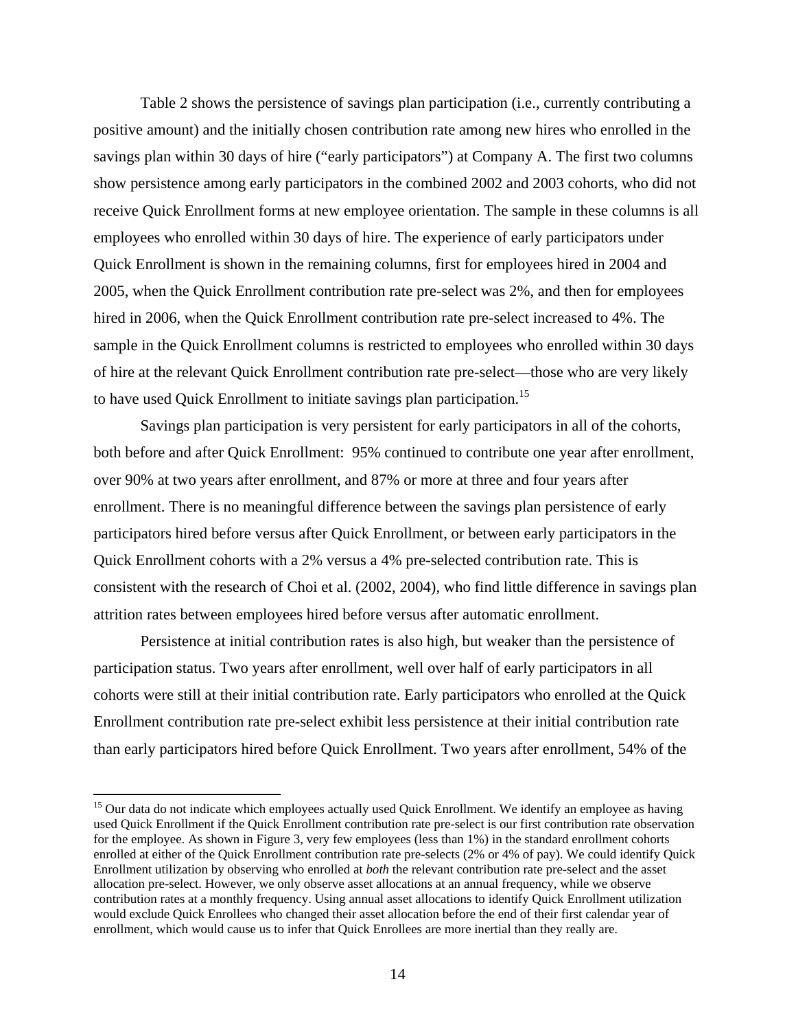Table 2 shows the persistence of savings plan participation (i.e., currently contributing a positive amount) and the initially chosen contribution rate among new hires who enrolled in the savings plan within 30 days of hire ("early participators") at Company A. The first two columns show persistence among early participators in the combined 2002 and 2003 cohorts, who did not receive Quick Enrollment forms at new employee orientation. The sample in these columns is all employees who enrolled within 30 days of hire. The experience of early participators under Quick Enrollment is shown in the remaining columns, first for employees hired in 2004 and 2005, when the Quick Enrollment contribution rate pre-select was 2%, and then for employees hired in 2006, when the Quick Enrollment contribution rate pre-select increased to 4%. The sample in the Quick Enrollment columns is restricted to employees who enrolled within 30 days of hire at the relevant Quick Enrollment contribution rate pre-select—those who are very likely to have used Quick Enrollment to initiate savings plan participation.[15]

Savings plan participation is very persistent for early participators in all of the cohorts, both before and after Quick Enrollment: 95% continued to contribute one year after enrollment, over 90% at two years after enrollment, and 87% or more at three and four years after enrollment. There is no meaningful difference between the savings plan persistence of early participators hired before versus after Quick Enrollment, or between early participators in the Quick Enrollment cohorts with a 2% versus a 4% pre-selected contribution rate. This is consistent with the research of Choi et al. (2002, 2004), who find little difference in savings plan attrition rates between employees hired before versus after automatic enrollment.

Persistence at initial contribution rates is also high, but weaker than the persistence of participation status. Two years after enrollment, well over half of early participators in all cohorts were still at their initial contribution rate. Early participators who enrolled at the Quick Enrollment contribution rate pre-select exhibit less persistence at their initial contribution rate than early participators hired before Quick Enrollment. Two years after enrollment, 54% of the

[15] Our data do not indicate which employees actually used Quick Enrollment. We identify an employee as having used Quick Enrollment if the Quick Enrollment contribution rate pre-select is our first contribution rate observation for the employee. As shown in Figure 3, very few employees (less than 1%) in the standard enrollment cohorts enrolled at either of the Quick Enrollment contribution rate pre-selects (2% or 4% of pay). We could identify Quick Enrollment utilization by observing who enrolled at *both* the relevant contribution rate pre-select and the asset allocation pre-select. However, we only observe asset allocations at an annual frequency, while we observe contribution rates at a monthly frequency. Using annual asset allocations to identify Quick Enrollment utilization would exclude Quick Enrollees who changed their asset allocation before the end of their first calendar year of enrollment, which would cause us to infer that Quick Enrollees are more inertial than they really are.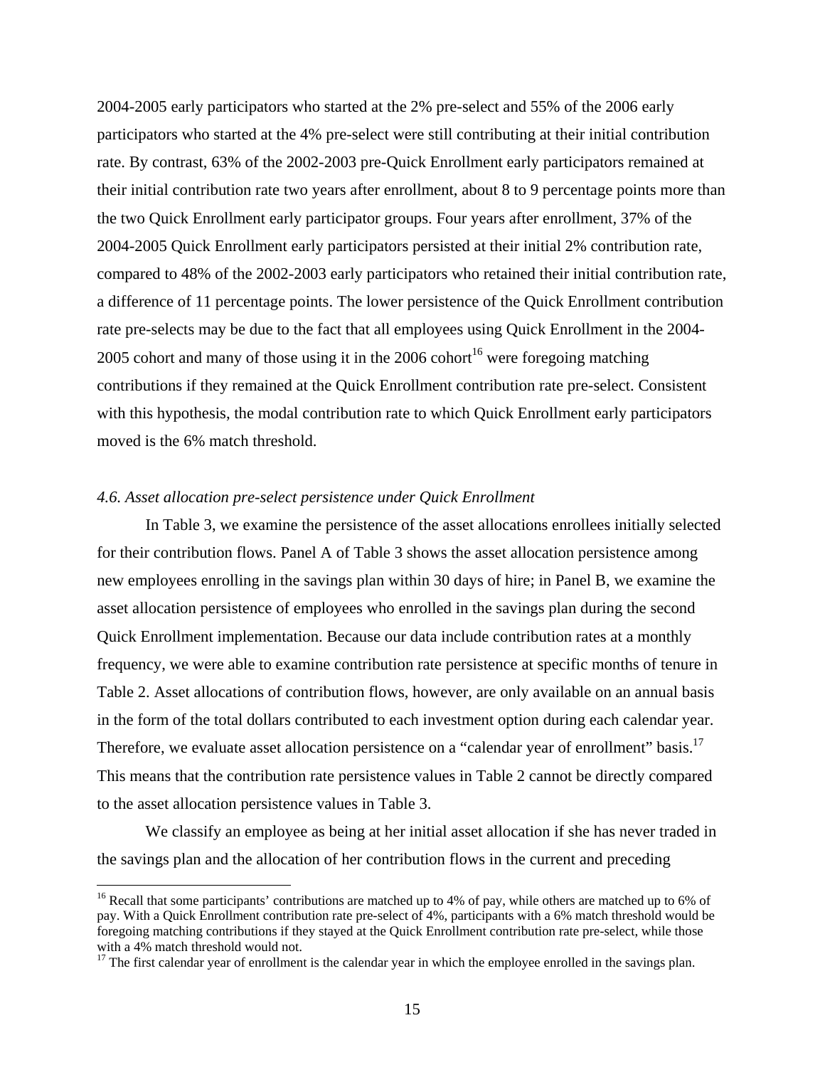2004-2005 early participators who started at the 2% pre-select and 55% of the 2006 early participators who started at the 4% pre-select were still contributing at their initial contribution rate. By contrast, 63% of the 2002-2003 pre-Quick Enrollment early participators remained at their initial contribution rate two years after enrollment, about 8 to 9 percentage points more than the two Quick Enrollment early participator groups. Four years after enrollment, 37% of the 2004-2005 Quick Enrollment early participators persisted at their initial 2% contribution rate, compared to 48% of the 2002-2003 early participators who retained their initial contribution rate, a difference of 11 percentage points. The lower persistence of the Quick Enrollment contribution rate pre-selects may be due to the fact that all employees using Quick Enrollment in the 2004-2005 cohort and many of those using it in the 2006 cohort[16] were foregoing matching contributions if they remained at the Quick Enrollment contribution rate pre-select. Consistent with this hypothesis, the modal contribution rate to which Quick Enrollment early participators moved is the 6% match threshold.

### *4.6. Asset allocation pre-select persistence under Quick Enrollment*

In Table 3, we examine the persistence of the asset allocations enrollees initially selected for their contribution flows. Panel A of Table 3 shows the asset allocation persistence among new employees enrolling in the savings plan within 30 days of hire; in Panel B, we examine the asset allocation persistence of employees who enrolled in the savings plan during the second Quick Enrollment implementation. Because our data include contribution rates at a monthly frequency, we were able to examine contribution rate persistence at specific months of tenure in Table 2. Asset allocations of contribution flows, however, are only available on an annual basis in the form of the total dollars contributed to each investment option during each calendar year. Therefore, we evaluate asset allocation persistence on a "calendar year of enrollment" basis.[17] This means that the contribution rate persistence values in Table 2 cannot be directly compared to the asset allocation persistence values in Table 3.

We classify an employee as being at her initial asset allocation if she has never traded in the savings plan and the allocation of her contribution flows in the current and preceding

---

[16] Recall that some participants' contributions are matched up to 4% of pay, while others are matched up to 6% of pay. With a Quick Enrollment contribution rate pre-select of 4%, participants with a 6% match threshold would be foregoing matching contributions if they stayed at the Quick Enrollment contribution rate pre-select, while those with a 4% match threshold would not.

[17] The first calendar year of enrollment is the calendar year in which the employee enrolled in the savings plan.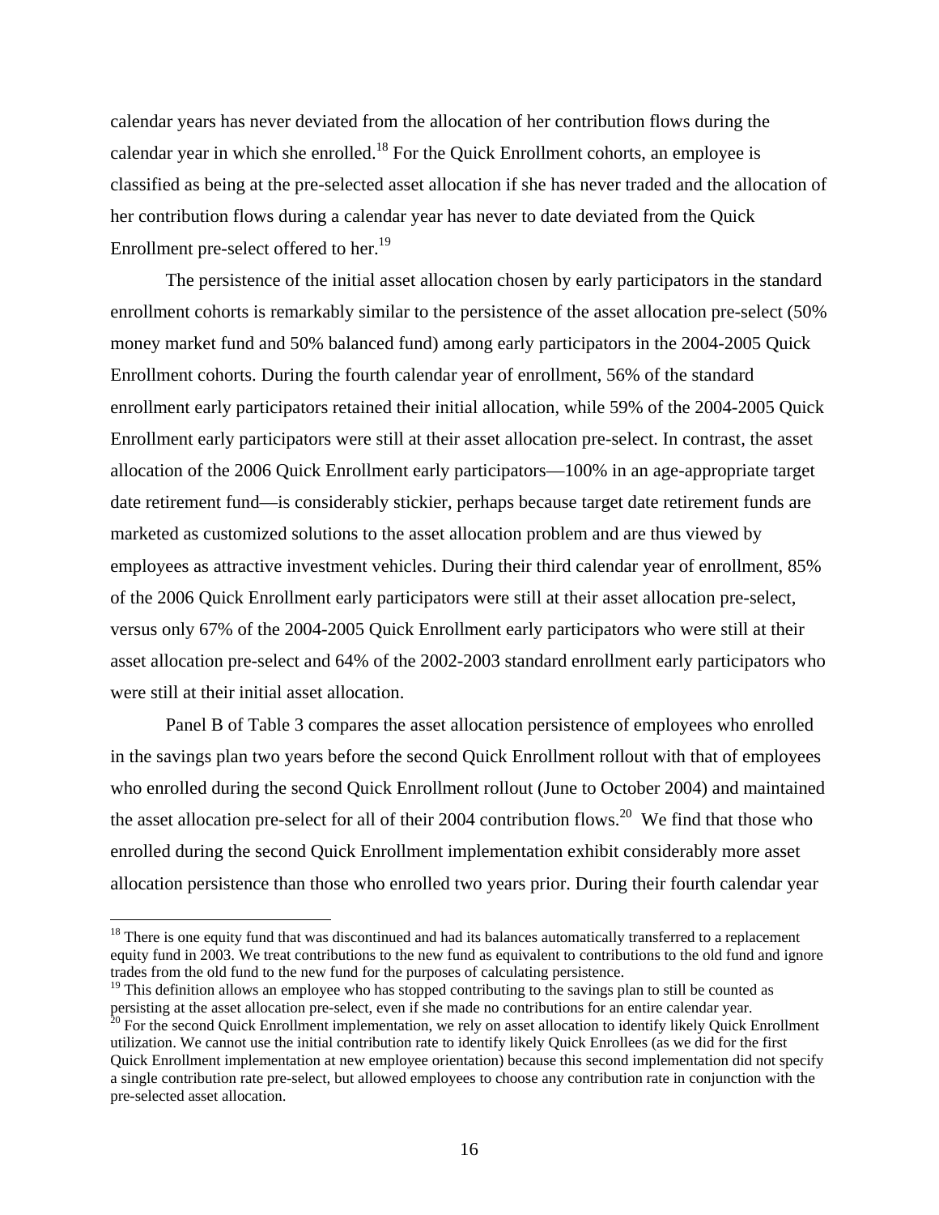calendar years has never deviated from the allocation of her contribution flows during the calendar year in which she enrolled.[18] For the Quick Enrollment cohorts, an employee is classified as being at the pre-selected asset allocation if she has never traded and the allocation of her contribution flows during a calendar year has never to date deviated from the Quick Enrollment pre-select offered to her.[19]

The persistence of the initial asset allocation chosen by early participators in the standard enrollment cohorts is remarkably similar to the persistence of the asset allocation pre-select (50% money market fund and 50% balanced fund) among early participators in the 2004-2005 Quick Enrollment cohorts. During the fourth calendar year of enrollment, 56% of the standard enrollment early participators retained their initial allocation, while 59% of the 2004-2005 Quick Enrollment early participators were still at their asset allocation pre-select. In contrast, the asset allocation of the 2006 Quick Enrollment early participators—100% in an age-appropriate target date retirement fund—is considerably stickier, perhaps because target date retirement funds are marketed as customized solutions to the asset allocation problem and are thus viewed by employees as attractive investment vehicles. During their third calendar year of enrollment, 85% of the 2006 Quick Enrollment early participators were still at their asset allocation pre-select, versus only 67% of the 2004-2005 Quick Enrollment early participators who were still at their asset allocation pre-select and 64% of the 2002-2003 standard enrollment early participators who were still at their initial asset allocation.

Panel B of Table 3 compares the asset allocation persistence of employees who enrolled in the savings plan two years before the second Quick Enrollment rollout with that of employees who enrolled during the second Quick Enrollment rollout (June to October 2004) and maintained the asset allocation pre-select for all of their 2004 contribution flows.[20] We find that those who enrolled during the second Quick Enrollment implementation exhibit considerably more asset allocation persistence than those who enrolled two years prior. During their fourth calendar year

[18] There is one equity fund that was discontinued and had its balances automatically transferred to a replacement equity fund in 2003. We treat contributions to the new fund as equivalent to contributions to the old fund and ignore trades from the old fund to the new fund for the purposes of calculating persistence.

[19] This definition allows an employee who has stopped contributing to the savings plan to still be counted as persisting at the asset allocation pre-select, even if she made no contributions for an entire calendar year.

[20] For the second Quick Enrollment implementation, we rely on asset allocation to identify likely Quick Enrollment utilization. We cannot use the initial contribution rate to identify likely Quick Enrollees (as we did for the first Quick Enrollment implementation at new employee orientation) because this second implementation did not specify a single contribution rate pre-select, but allowed employees to choose any contribution rate in conjunction with the pre-selected asset allocation.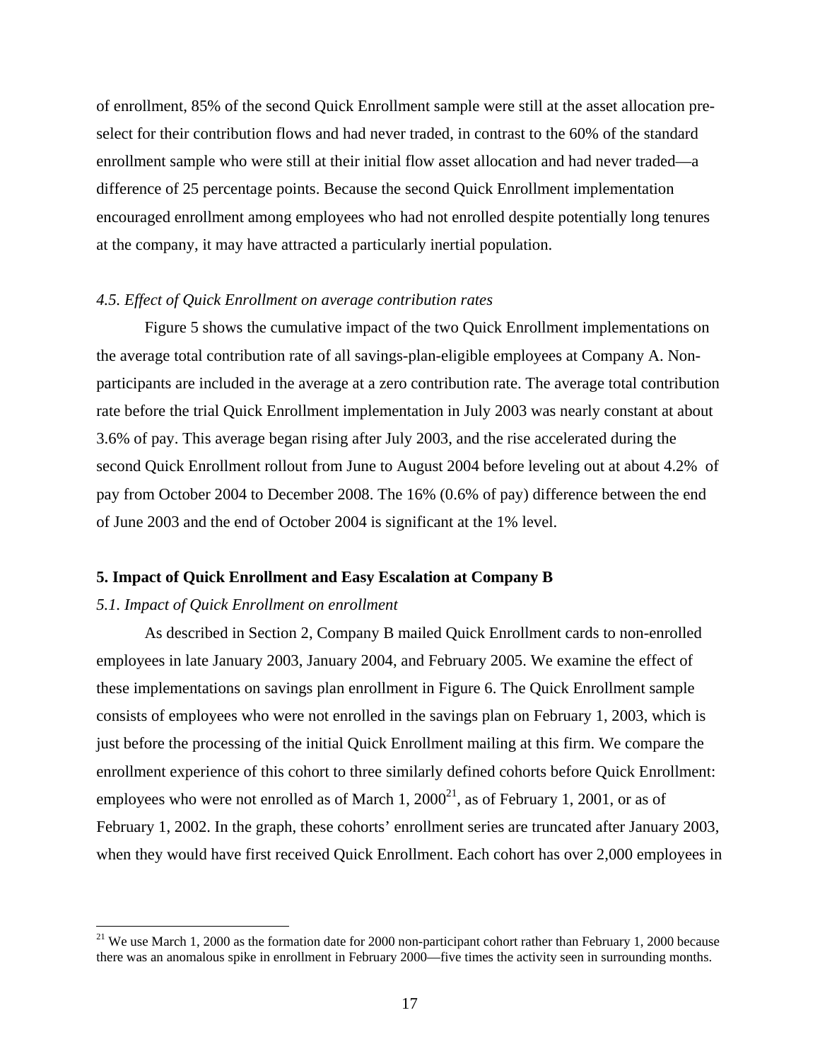of enrollment, 85% of the second Quick Enrollment sample were still at the asset allocation pre-select for their contribution flows and had never traded, in contrast to the 60% of the standard enrollment sample who were still at their initial flow asset allocation and had never traded—a difference of 25 percentage points. Because the second Quick Enrollment implementation encouraged enrollment among employees who had not enrolled despite potentially long tenures at the company, it may have attracted a particularly inertial population.

*4.5. Effect of Quick Enrollment on average contribution rates*

Figure 5 shows the cumulative impact of the two Quick Enrollment implementations on the average total contribution rate of all savings-plan-eligible employees at Company A. Non-participants are included in the average at a zero contribution rate. The average total contribution rate before the trial Quick Enrollment implementation in July 2003 was nearly constant at about 3.6% of pay. This average began rising after July 2003, and the rise accelerated during the second Quick Enrollment rollout from June to August 2004 before leveling out at about 4.2% of pay from October 2004 to December 2008. The 16% (0.6% of pay) difference between the end of June 2003 and the end of October 2004 is significant at the 1% level.

## 5. Impact of Quick Enrollment and Easy Escalation at Company B

*5.1. Impact of Quick Enrollment on enrollment*

As described in Section 2, Company B mailed Quick Enrollment cards to non-enrolled employees in late January 2003, January 2004, and February 2005. We examine the effect of these implementations on savings plan enrollment in Figure 6. The Quick Enrollment sample consists of employees who were not enrolled in the savings plan on February 1, 2003, which is just before the processing of the initial Quick Enrollment mailing at this firm. We compare the enrollment experience of this cohort to three similarly defined cohorts before Quick Enrollment: employees who were not enrolled as of March 1, 2000[21], as of February 1, 2001, or as of February 1, 2002. In the graph, these cohorts' enrollment series are truncated after January 2003, when they would have first received Quick Enrollment. Each cohort has over 2,000 employees in

[21] We use March 1, 2000 as the formation date for 2000 non-participant cohort rather than February 1, 2000 because there was an anomalous spike in enrollment in February 2000—five times the activity seen in surrounding months.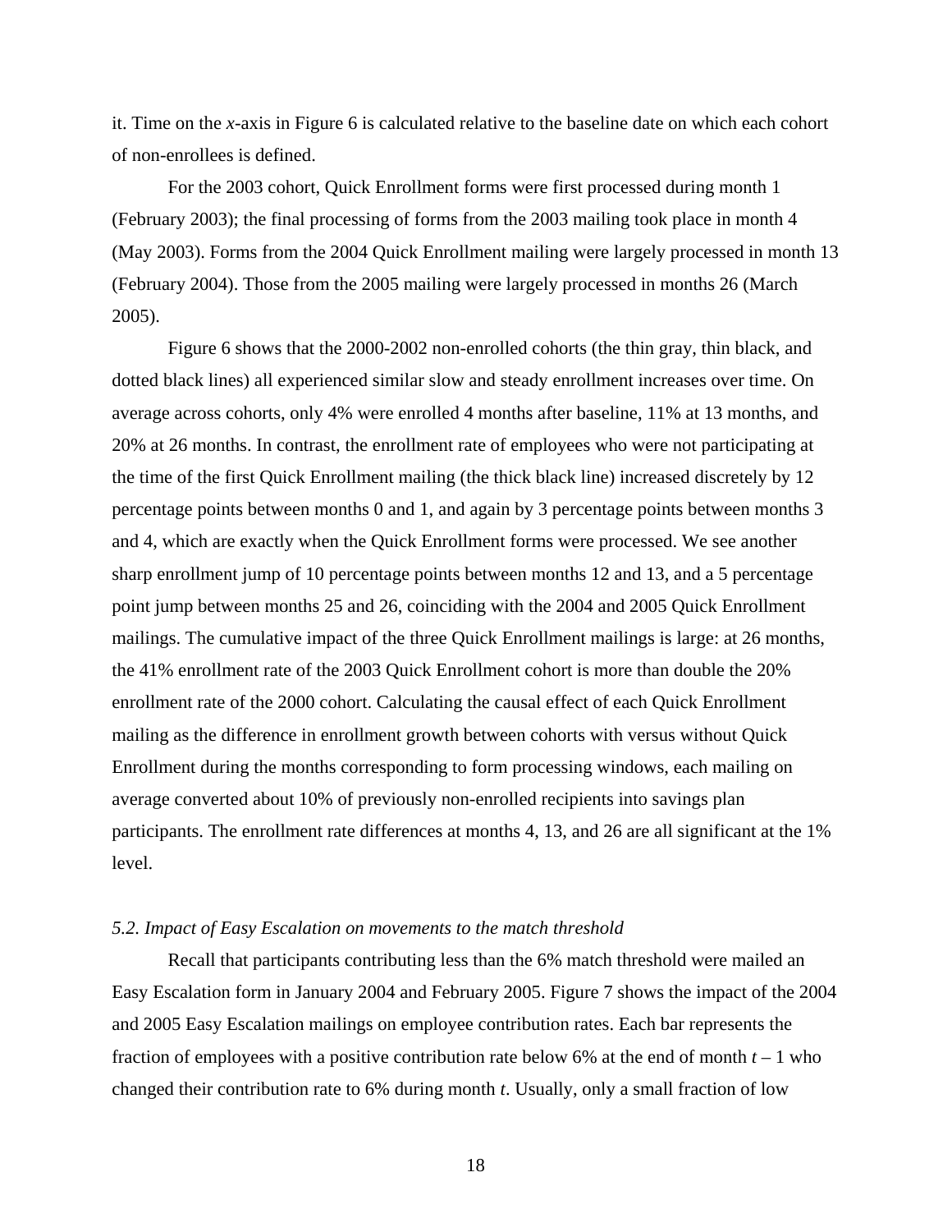it. Time on the *x*-axis in Figure 6 is calculated relative to the baseline date on which each cohort of non-enrollees is defined.

For the 2003 cohort, Quick Enrollment forms were first processed during month 1 (February 2003); the final processing of forms from the 2003 mailing took place in month 4 (May 2003). Forms from the 2004 Quick Enrollment mailing were largely processed in month 13 (February 2004). Those from the 2005 mailing were largely processed in months 26 (March 2005).

Figure 6 shows that the 2000-2002 non-enrolled cohorts (the thin gray, thin black, and dotted black lines) all experienced similar slow and steady enrollment increases over time. On average across cohorts, only 4% were enrolled 4 months after baseline, 11% at 13 months, and 20% at 26 months. In contrast, the enrollment rate of employees who were not participating at the time of the first Quick Enrollment mailing (the thick black line) increased discretely by 12 percentage points between months 0 and 1, and again by 3 percentage points between months 3 and 4, which are exactly when the Quick Enrollment forms were processed. We see another sharp enrollment jump of 10 percentage points between months 12 and 13, and a 5 percentage point jump between months 25 and 26, coinciding with the 2004 and 2005 Quick Enrollment mailings. The cumulative impact of the three Quick Enrollment mailings is large: at 26 months, the 41% enrollment rate of the 2003 Quick Enrollment cohort is more than double the 20% enrollment rate of the 2000 cohort. Calculating the causal effect of each Quick Enrollment mailing as the difference in enrollment growth between cohorts with versus without Quick Enrollment during the months corresponding to form processing windows, each mailing on average converted about 10% of previously non-enrolled recipients into savings plan participants. The enrollment rate differences at months 4, 13, and 26 are all significant at the 1% level.

### *5.2. Impact of Easy Escalation on movements to the match threshold*

Recall that participants contributing less than the 6% match threshold were mailed an Easy Escalation form in January 2004 and February 2005. Figure 7 shows the impact of the 2004 and 2005 Easy Escalation mailings on employee contribution rates. Each bar represents the fraction of employees with a positive contribution rate below 6% at the end of month $t - 1$ who changed their contribution rate to 6% during month $t$. Usually, only a small fraction of low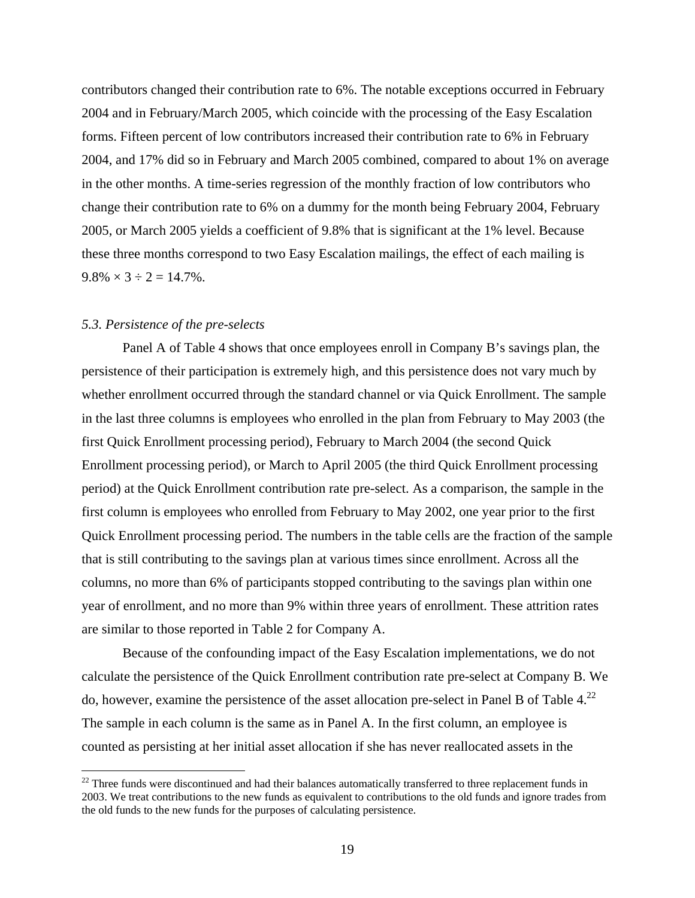contributors changed their contribution rate to 6%. The notable exceptions occurred in February 2004 and in February/March 2005, which coincide with the processing of the Easy Escalation forms. Fifteen percent of low contributors increased their contribution rate to 6% in February 2004, and 17% did so in February and March 2005 combined, compared to about 1% on average in the other months. A time-series regression of the monthly fraction of low contributors who change their contribution rate to 6% on a dummy for the month being February 2004, February 2005, or March 2005 yields a coefficient of 9.8% that is significant at the 1% level. Because these three months correspond to two Easy Escalation mailings, the effect of each mailing is $9.8\% \times 3 \div 2 = 14.7\%$.

### *5.3. Persistence of the pre-selects*

Panel A of Table 4 shows that once employees enroll in Company B's savings plan, the persistence of their participation is extremely high, and this persistence does not vary much by whether enrollment occurred through the standard channel or via Quick Enrollment. The sample in the last three columns is employees who enrolled in the plan from February to May 2003 (the first Quick Enrollment processing period), February to March 2004 (the second Quick Enrollment processing period), or March to April 2005 (the third Quick Enrollment processing period) at the Quick Enrollment contribution rate pre-select. As a comparison, the sample in the first column is employees who enrolled from February to May 2002, one year prior to the first Quick Enrollment processing period. The numbers in the table cells are the fraction of the sample that is still contributing to the savings plan at various times since enrollment. Across all the columns, no more than 6% of participants stopped contributing to the savings plan within one year of enrollment, and no more than 9% within three years of enrollment. These attrition rates are similar to those reported in Table 2 for Company A.

Because of the confounding impact of the Easy Escalation implementations, we do not calculate the persistence of the Quick Enrollment contribution rate pre-select at Company B. We do, however, examine the persistence of the asset allocation pre-select in Panel B of Table 4.[22] The sample in each column is the same as in Panel A. In the first column, an employee is counted as persisting at her initial asset allocation if she has never reallocated assets in the

[22] Three funds were discontinued and had their balances automatically transferred to three replacement funds in 2003. We treat contributions to the new funds as equivalent to contributions to the old funds and ignore trades from the old funds to the new funds for the purposes of calculating persistence.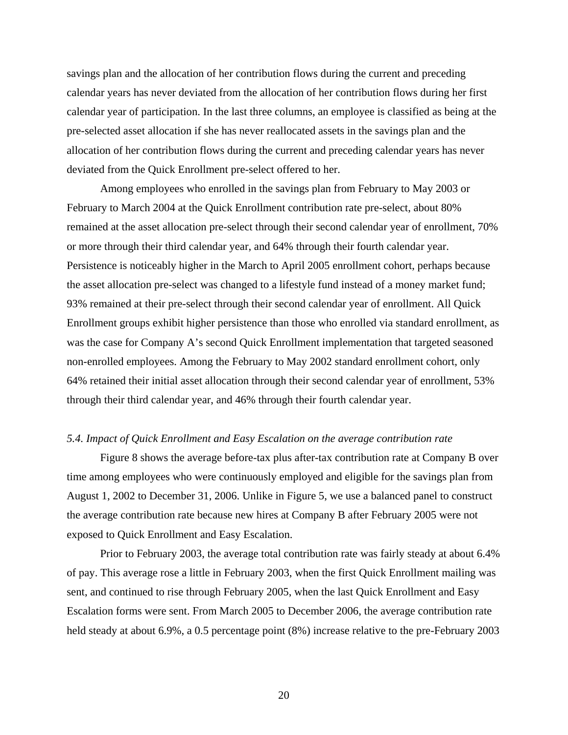savings plan and the allocation of her contribution flows during the current and preceding calendar years has never deviated from the allocation of her contribution flows during her first calendar year of participation. In the last three columns, an employee is classified as being at the pre-selected asset allocation if she has never reallocated assets in the savings plan and the allocation of her contribution flows during the current and preceding calendar years has never deviated from the Quick Enrollment pre-select offered to her.

Among employees who enrolled in the savings plan from February to May 2003 or February to March 2004 at the Quick Enrollment contribution rate pre-select, about 80% remained at the asset allocation pre-select through their second calendar year of enrollment, 70% or more through their third calendar year, and 64% through their fourth calendar year. Persistence is noticeably higher in the March to April 2005 enrollment cohort, perhaps because the asset allocation pre-select was changed to a lifestyle fund instead of a money market fund; 93% remained at their pre-select through their second calendar year of enrollment. All Quick Enrollment groups exhibit higher persistence than those who enrolled via standard enrollment, as was the case for Company A's second Quick Enrollment implementation that targeted seasoned non-enrolled employees. Among the February to May 2002 standard enrollment cohort, only 64% retained their initial asset allocation through their second calendar year of enrollment, 53% through their third calendar year, and 46% through their fourth calendar year.

### *5.4. Impact of Quick Enrollment and Easy Escalation on the average contribution rate*

Figure 8 shows the average before-tax plus after-tax contribution rate at Company B over time among employees who were continuously employed and eligible for the savings plan from August 1, 2002 to December 31, 2006. Unlike in Figure 5, we use a balanced panel to construct the average contribution rate because new hires at Company B after February 2005 were not exposed to Quick Enrollment and Easy Escalation.

Prior to February 2003, the average total contribution rate was fairly steady at about 6.4% of pay. This average rose a little in February 2003, when the first Quick Enrollment mailing was sent, and continued to rise through February 2005, when the last Quick Enrollment and Easy Escalation forms were sent. From March 2005 to December 2006, the average contribution rate held steady at about 6.9%, a 0.5 percentage point (8%) increase relative to the pre-February 2003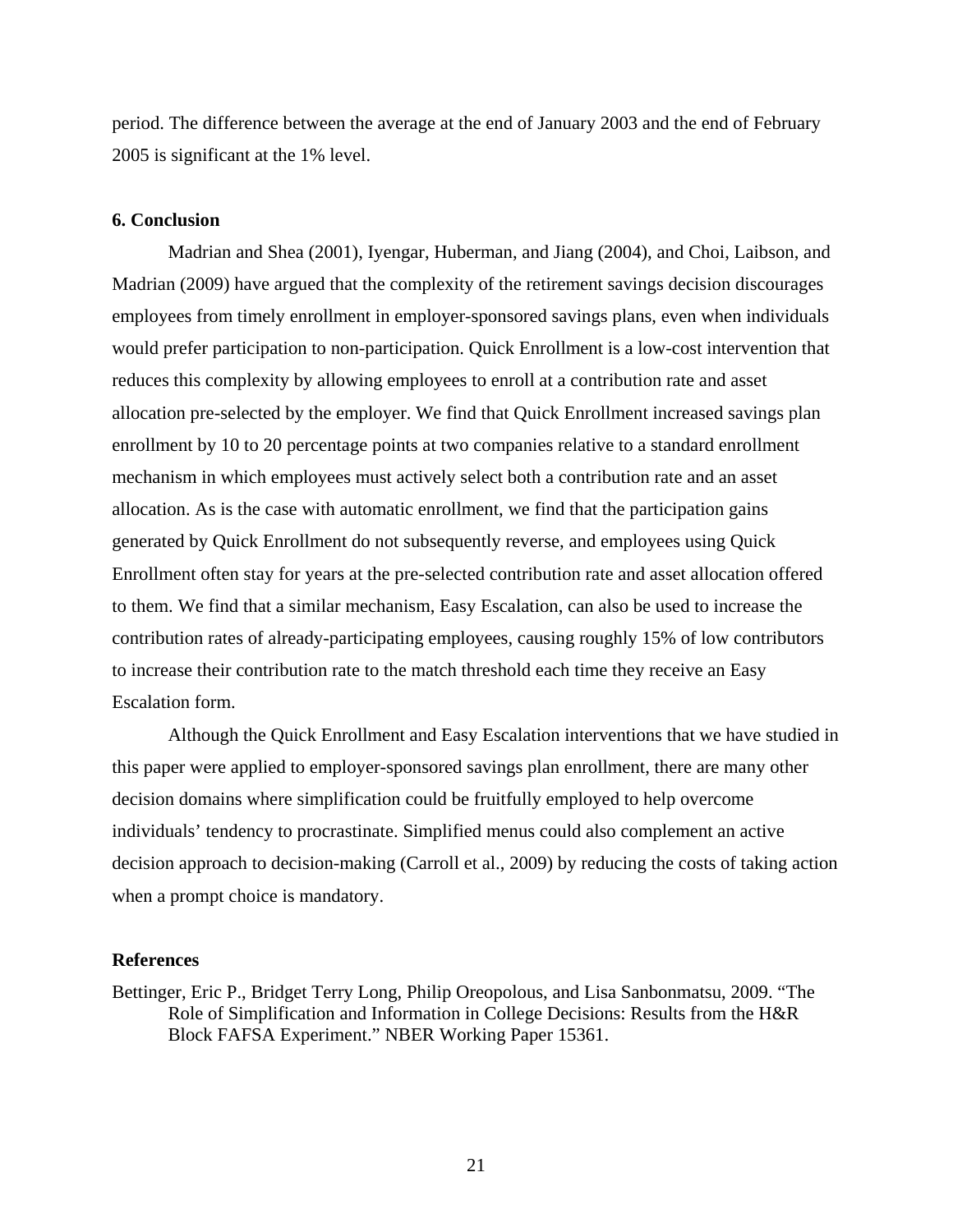period. The difference between the average at the end of January 2003 and the end of February 2005 is significant at the 1% level.

### 6. Conclusion

Madrian and Shea (2001), Iyengar, Huberman, and Jiang (2004), and Choi, Laibson, and Madrian (2009) have argued that the complexity of the retirement savings decision discourages employees from timely enrollment in employer-sponsored savings plans, even when individuals would prefer participation to non-participation. Quick Enrollment is a low-cost intervention that reduces this complexity by allowing employees to enroll at a contribution rate and asset allocation pre-selected by the employer. We find that Quick Enrollment increased savings plan enrollment by 10 to 20 percentage points at two companies relative to a standard enrollment mechanism in which employees must actively select both a contribution rate and an asset allocation. As is the case with automatic enrollment, we find that the participation gains generated by Quick Enrollment do not subsequently reverse, and employees using Quick Enrollment often stay for years at the pre-selected contribution rate and asset allocation offered to them. We find that a similar mechanism, Easy Escalation, can also be used to increase the contribution rates of already-participating employees, causing roughly 15% of low contributors to increase their contribution rate to the match threshold each time they receive an Easy Escalation form.

Although the Quick Enrollment and Easy Escalation interventions that we have studied in this paper were applied to employer-sponsored savings plan enrollment, there are many other decision domains where simplification could be fruitfully employed to help overcome individuals' tendency to procrastinate. Simplified menus could also complement an active decision approach to decision-making (Carroll et al., 2009) by reducing the costs of taking action when a prompt choice is mandatory.

### References

Bettinger, Eric P., Bridget Terry Long, Philip Oreopolous, and Lisa Sanbonmatsu, 2009. "The Role of Simplification and Information in College Decisions: Results from the H&R Block FAFSA Experiment." NBER Working Paper 15361.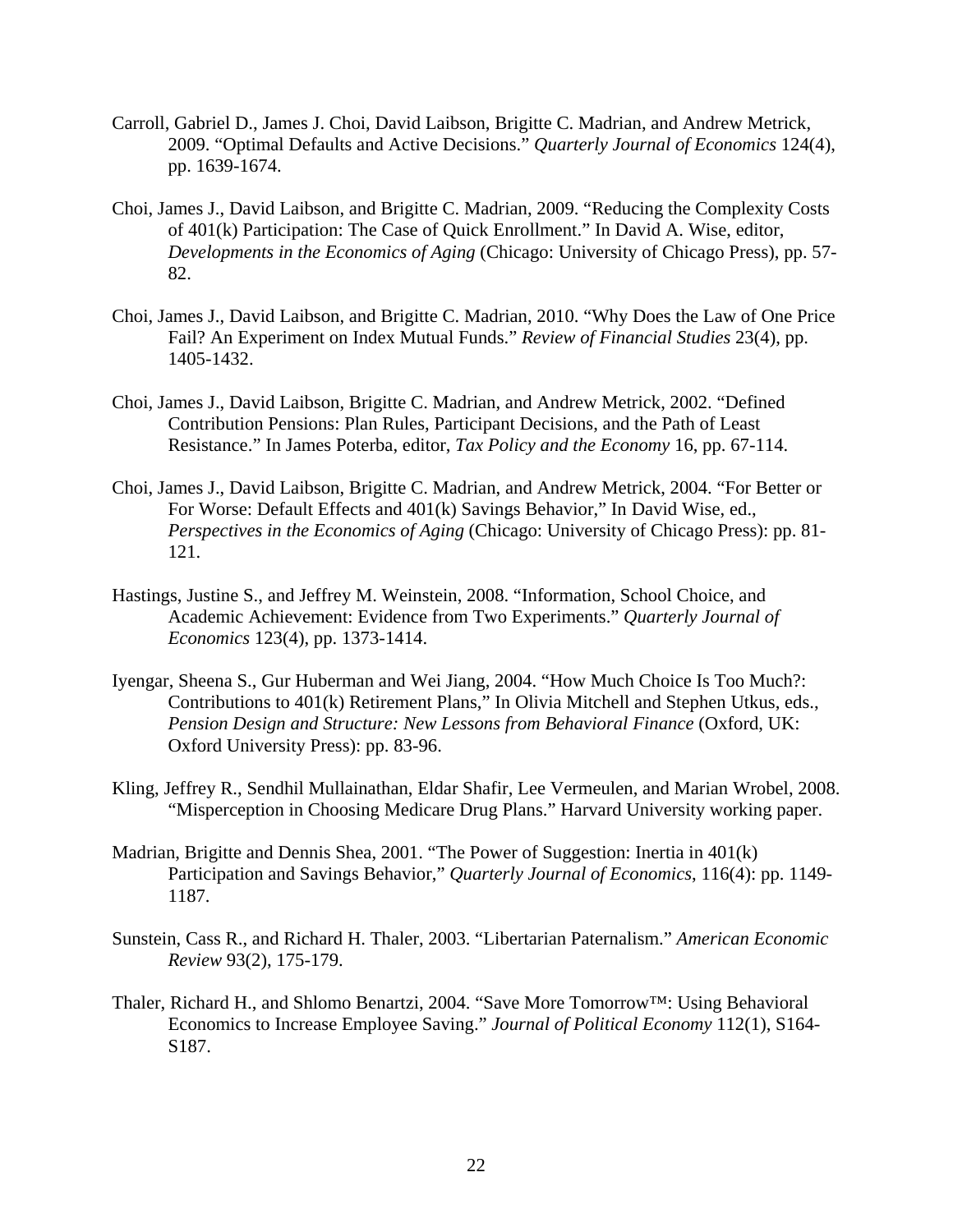Carroll, Gabriel D., James J. Choi, David Laibson, Brigitte C. Madrian, and Andrew Metrick, 2009. "Optimal Defaults and Active Decisions." *Quarterly Journal of Economics* 124(4), pp. 1639-1674.

Choi, James J., David Laibson, and Brigitte C. Madrian, 2009. "Reducing the Complexity Costs of 401(k) Participation: The Case of Quick Enrollment." In David A. Wise, editor, *Developments in the Economics of Aging* (Chicago: University of Chicago Press), pp. 57-82.

Choi, James J., David Laibson, and Brigitte C. Madrian, 2010. "Why Does the Law of One Price Fail? An Experiment on Index Mutual Funds." *Review of Financial Studies* 23(4), pp. 1405-1432.

Choi, James J., David Laibson, Brigitte C. Madrian, and Andrew Metrick, 2002. "Defined Contribution Pensions: Plan Rules, Participant Decisions, and the Path of Least Resistance." In James Poterba, editor, *Tax Policy and the Economy* 16, pp. 67-114.

Choi, James J., David Laibson, Brigitte C. Madrian, and Andrew Metrick, 2004. "For Better or For Worse: Default Effects and 401(k) Savings Behavior," In David Wise, ed., *Perspectives in the Economics of Aging* (Chicago: University of Chicago Press): pp. 81-121.

Hastings, Justine S., and Jeffrey M. Weinstein, 2008. "Information, School Choice, and Academic Achievement: Evidence from Two Experiments." *Quarterly Journal of Economics* 123(4), pp. 1373-1414.

Iyengar, Sheena S., Gur Huberman and Wei Jiang, 2004. "How Much Choice Is Too Much?: Contributions to 401(k) Retirement Plans," In Olivia Mitchell and Stephen Utkus, eds., *Pension Design and Structure: New Lessons from Behavioral Finance* (Oxford, UK: Oxford University Press): pp. 83-96.

Kling, Jeffrey R., Sendhil Mullainathan, Eldar Shafir, Lee Vermeulen, and Marian Wrobel, 2008. "Misperception in Choosing Medicare Drug Plans." Harvard University working paper.

Madrian, Brigitte and Dennis Shea, 2001. "The Power of Suggestion: Inertia in 401(k) Participation and Savings Behavior," *Quarterly Journal of Economics*, 116(4): pp. 1149-1187.

Sunstein, Cass R., and Richard H. Thaler, 2003. "Libertarian Paternalism." *American Economic Review* 93(2), 175-179.

Thaler, Richard H., and Shlomo Benartzi, 2004. "Save More Tomorrow™: Using Behavioral Economics to Increase Employee Saving." *Journal of Political Economy* 112(1), S164-S187.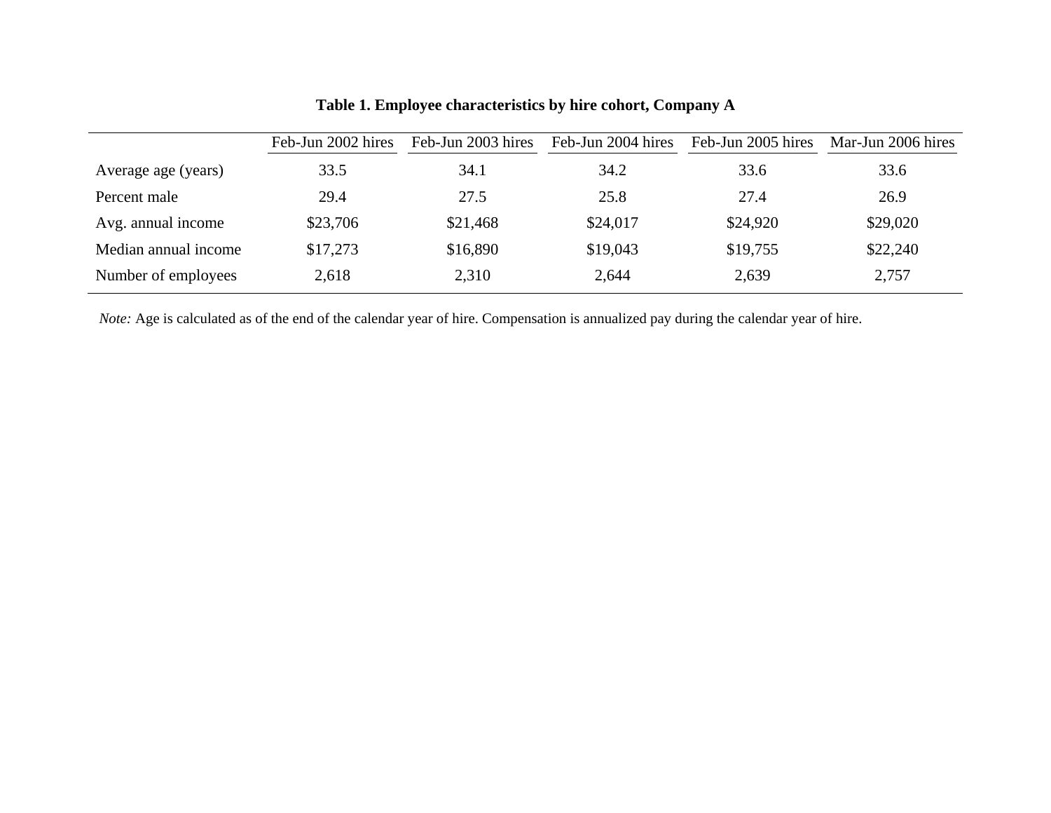**Table 1. Employee characteristics by hire cohort, Company A**

| | Feb-Jun 2002 hires | Feb-Jun 2003 hires | Feb-Jun 2004 hires | Feb-Jun 2005 hires | Mar-Jun 2006 hires |
|---|---|---|---|---|---|
| Average age (years) | 33.5 | 34.1 | 34.2 | 33.6 | 33.6 |
| Percent male | 29.4 | 27.5 | 25.8 | 27.4 | 26.9 |
| Avg. annual income | $23,706 | $21,468 | $24,017 | $24,920 | $29,020 |
| Median annual income | $17,273 | $16,890 | $19,043 | $19,755 | $22,240 |
| Number of employees | 2,618 | 2,310 | 2,644 | 2,639 | 2,757 |

*Note:* Age is calculated as of the end of the calendar year of hire. Compensation is annualized pay during the calendar year of hire.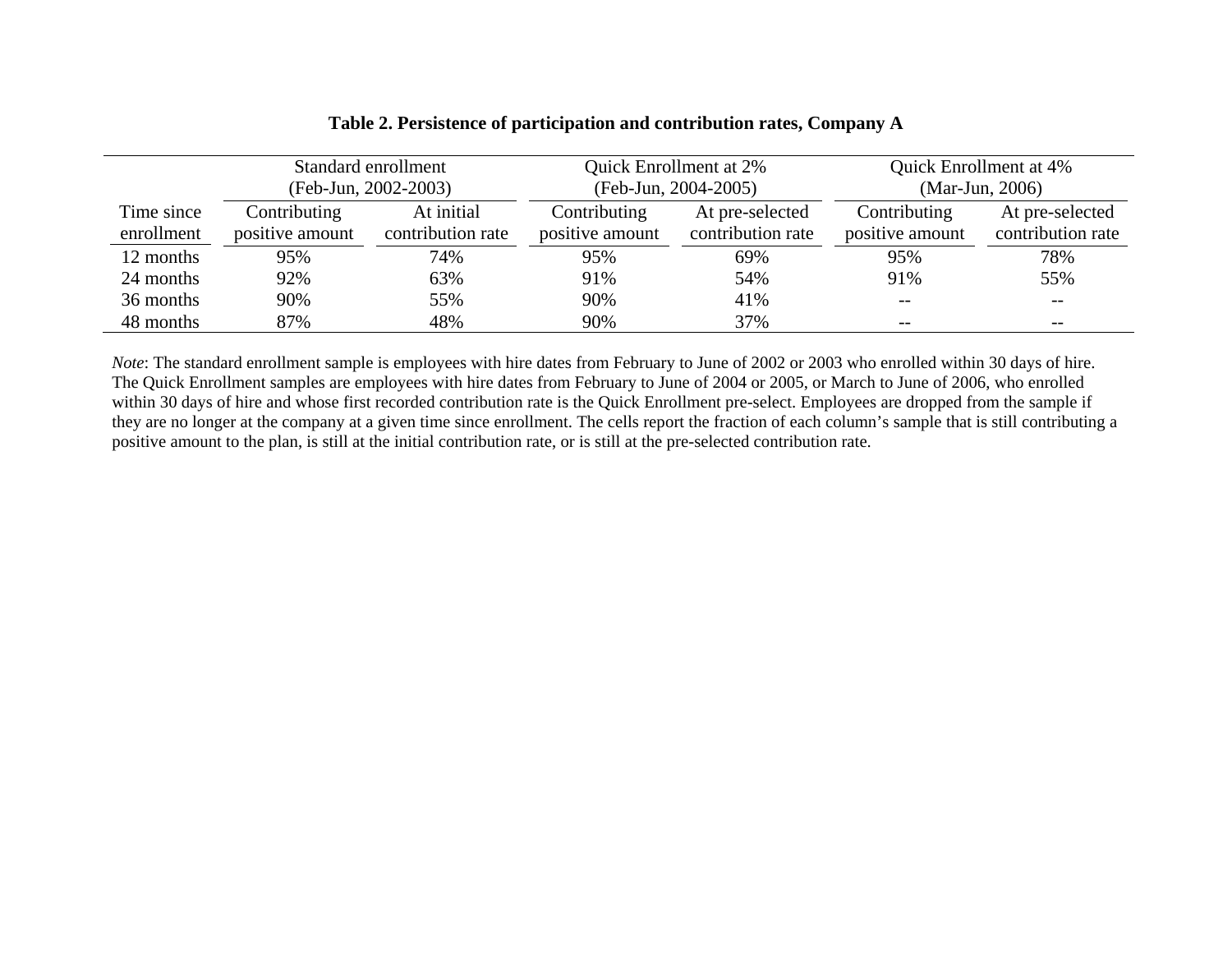**Table 2. Persistence of participation and contribution rates, Company A**

| | Standard enrollment (Feb-Jun, 2002-2003) | | Quick Enrollment at 2% (Feb-Jun, 2004-2005) | | Quick Enrollment at 4% (Mar-Jun, 2006) | |
|---|---|---|---|---|---|---|
| Time since enrollment | Contributing positive amount | At initial contribution rate | Contributing positive amount | At pre-selected contribution rate | Contributing positive amount | At pre-selected contribution rate |
| 12 months | 95% | 74% | 95% | 69% | 95% | 78% |
| 24 months | 92% | 63% | 91% | 54% | 91% | 55% |
| 36 months | 90% | 55% | 90% | 41% | -- | -- |
| 48 months | 87% | 48% | 90% | 37% | -- | -- |

*Note*: The standard enrollment sample is employees with hire dates from February to June of 2002 or 2003 who enrolled within 30 days of hire. The Quick Enrollment samples are employees with hire dates from February to June of 2004 or 2005, or March to June of 2006, who enrolled within 30 days of hire and whose first recorded contribution rate is the Quick Enrollment pre-select. Employees are dropped from the sample if they are no longer at the company at a given time since enrollment. The cells report the fraction of each column's sample that is still contributing a positive amount to the plan, is still at the initial contribution rate, or is still at the pre-selected contribution rate.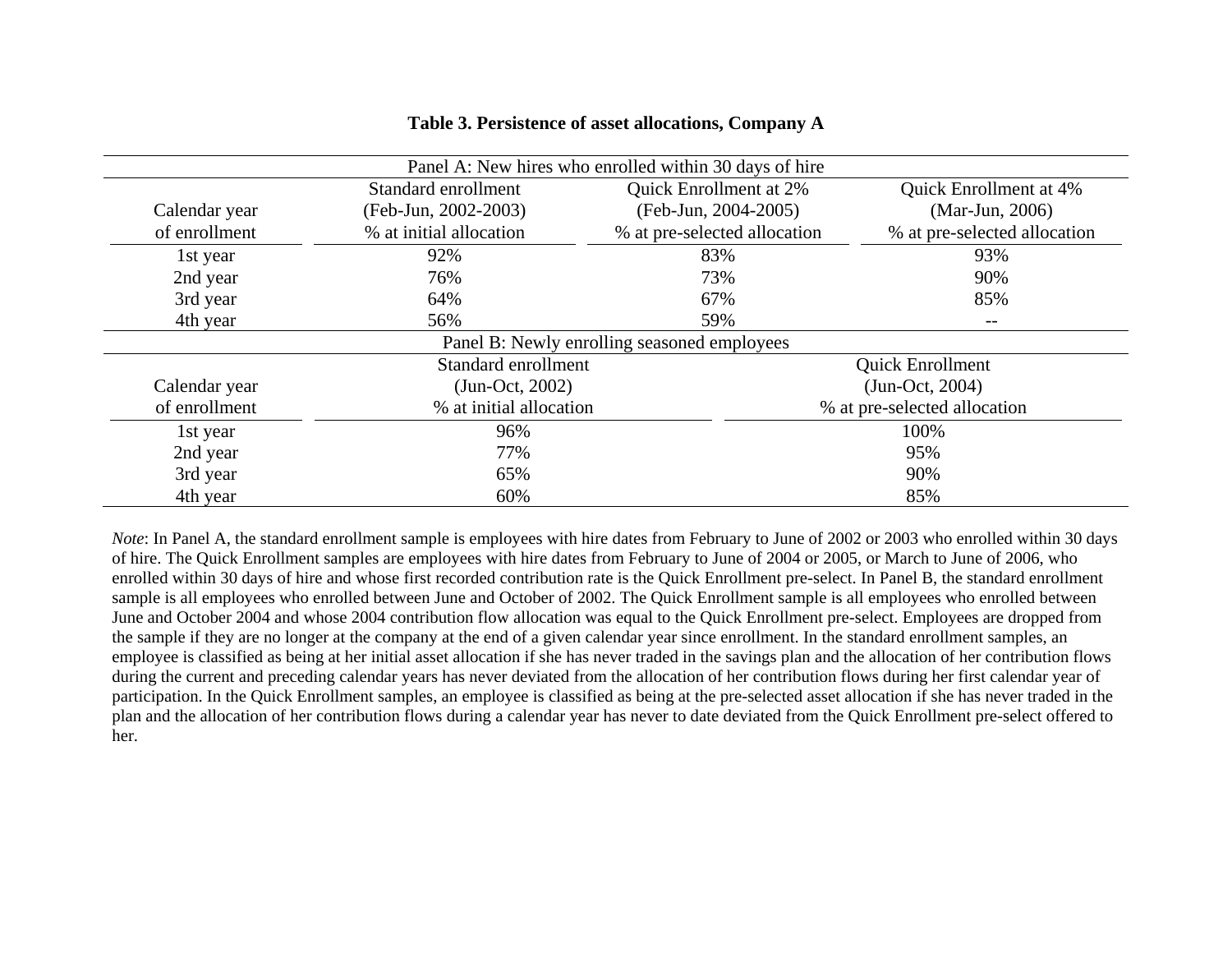**Table 3. Persistence of asset allocations, Company A**

| Panel A: New hires who enrolled within 30 days of hire | | | |
|---|---|---|---|
| Calendar year of enrollment | Standard enrollment (Feb-Jun, 2002-2003) % at initial allocation | Quick Enrollment at 2% (Feb-Jun, 2004-2005) % at pre-selected allocation | Quick Enrollment at 4% (Mar-Jun, 2006) % at pre-selected allocation |
| 1st year | 92% | 83% | 93% |
| 2nd year | 76% | 73% | 90% |
| 3rd year | 64% | 67% | 85% |
| 4th year | 56% | 59% | -- |

| Panel B: Newly enrolling seasoned employees | | |
|---|---|---|
| Calendar year of enrollment | Standard enrollment (Jun-Oct, 2002) % at initial allocation | Quick Enrollment (Jun-Oct, 2004) % at pre-selected allocation |
| 1st year | 96% | 100% |
| 2nd year | 77% | 95% |
| 3rd year | 65% | 90% |
| 4th year | 60% | 85% |

*Note*: In Panel A, the standard enrollment sample is employees with hire dates from February to June of 2002 or 2003 who enrolled within 30 days of hire. The Quick Enrollment samples are employees with hire dates from February to June of 2004 or 2005, or March to June of 2006, who enrolled within 30 days of hire and whose first recorded contribution rate is the Quick Enrollment pre-select. In Panel B, the standard enrollment sample is all employees who enrolled between June and October of 2002. The Quick Enrollment sample is all employees who enrolled between June and October 2004 and whose 2004 contribution flow allocation was equal to the Quick Enrollment pre-select. Employees are dropped from the sample if they are no longer at the company at the end of a given calendar year since enrollment. In the standard enrollment samples, an employee is classified as being at her initial asset allocation if she has never traded in the savings plan and the allocation of her contribution flows during the current and preceding calendar years has never deviated from the allocation of her contribution flows during her first calendar year of participation. In the Quick Enrollment samples, an employee is classified as being at the pre-selected asset allocation if she has never traded in the plan and the allocation of her contribution flows during a calendar year has never to date deviated from the Quick Enrollment pre-select offered to her.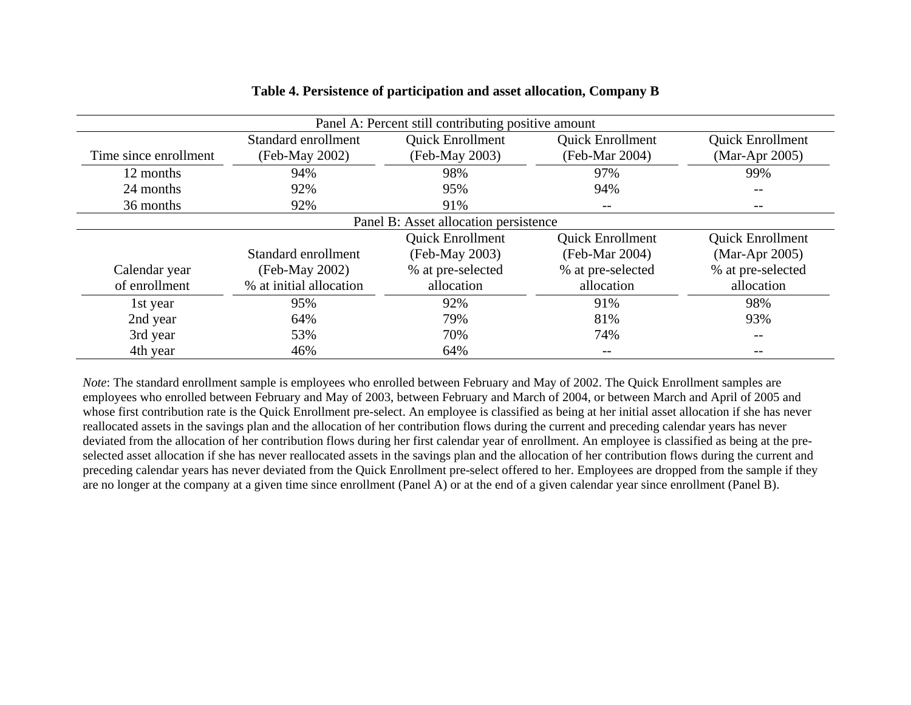**Table 4. Persistence of participation and asset allocation, Company B**

| Panel A: Percent still contributing positive amount | | | | |
|---|---|---|---|---|
| Time since enrollment | Standard enrollment (Feb-May 2002) | Quick Enrollment (Feb-May 2003) | Quick Enrollment (Feb-Mar 2004) | Quick Enrollment (Mar-Apr 2005) |
| 12 months | 94% | 98% | 97% | 99% |
| 24 months | 92% | 95% | 94% | -- |
| 36 months | 92% | 91% | -- | -- |

| Panel B: Asset allocation persistence | | | | |
|---|---|---|---|---|
| Calendar year of enrollment | Standard enrollment (Feb-May 2002) % at initial allocation | Quick Enrollment (Feb-May 2003) % at pre-selected allocation | Quick Enrollment (Feb-Mar 2004) % at pre-selected allocation | Quick Enrollment (Mar-Apr 2005) % at pre-selected allocation |
| 1st year | 95% | 92% | 91% | 98% |
| 2nd year | 64% | 79% | 81% | 93% |
| 3rd year | 53% | 70% | 74% | -- |
| 4th year | 46% | 64% | -- | -- |

*Note*: The standard enrollment sample is employees who enrolled between February and May of 2002. The Quick Enrollment samples are employees who enrolled between February and May of 2003, between February and March of 2004, or between March and April of 2005 and whose first contribution rate is the Quick Enrollment pre-select. An employee is classified as being at her initial asset allocation if she has never reallocated assets in the savings plan and the allocation of her contribution flows during the current and preceding calendar years has never deviated from the allocation of her contribution flows during her first calendar year of enrollment. An employee is classified as being at the pre-selected asset allocation if she has never reallocated assets in the savings plan and the allocation of her contribution flows during the current and preceding calendar years has never deviated from the Quick Enrollment pre-select offered to her. Employees are dropped from the sample if they are no longer at the company at a given time since enrollment (Panel A) or at the end of a given calendar year since enrollment (Panel B).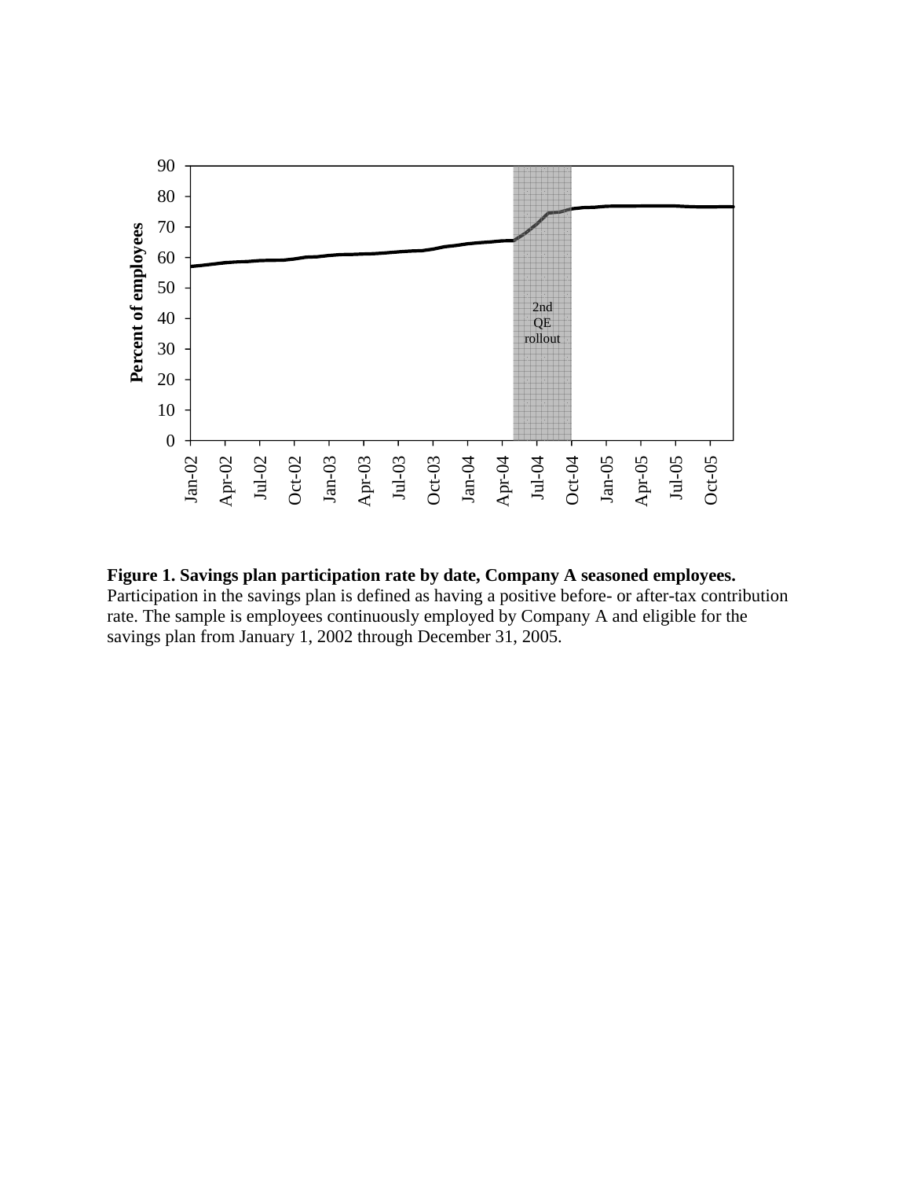**Figure 1. Savings plan participation rate by date, Company A seasoned employees.** Participation in the savings plan is defined as having a positive before- or after-tax contribution rate. The sample is employees continuously employed by Company A and eligible for the savings plan from January 1, 2002 through December 31, 2005.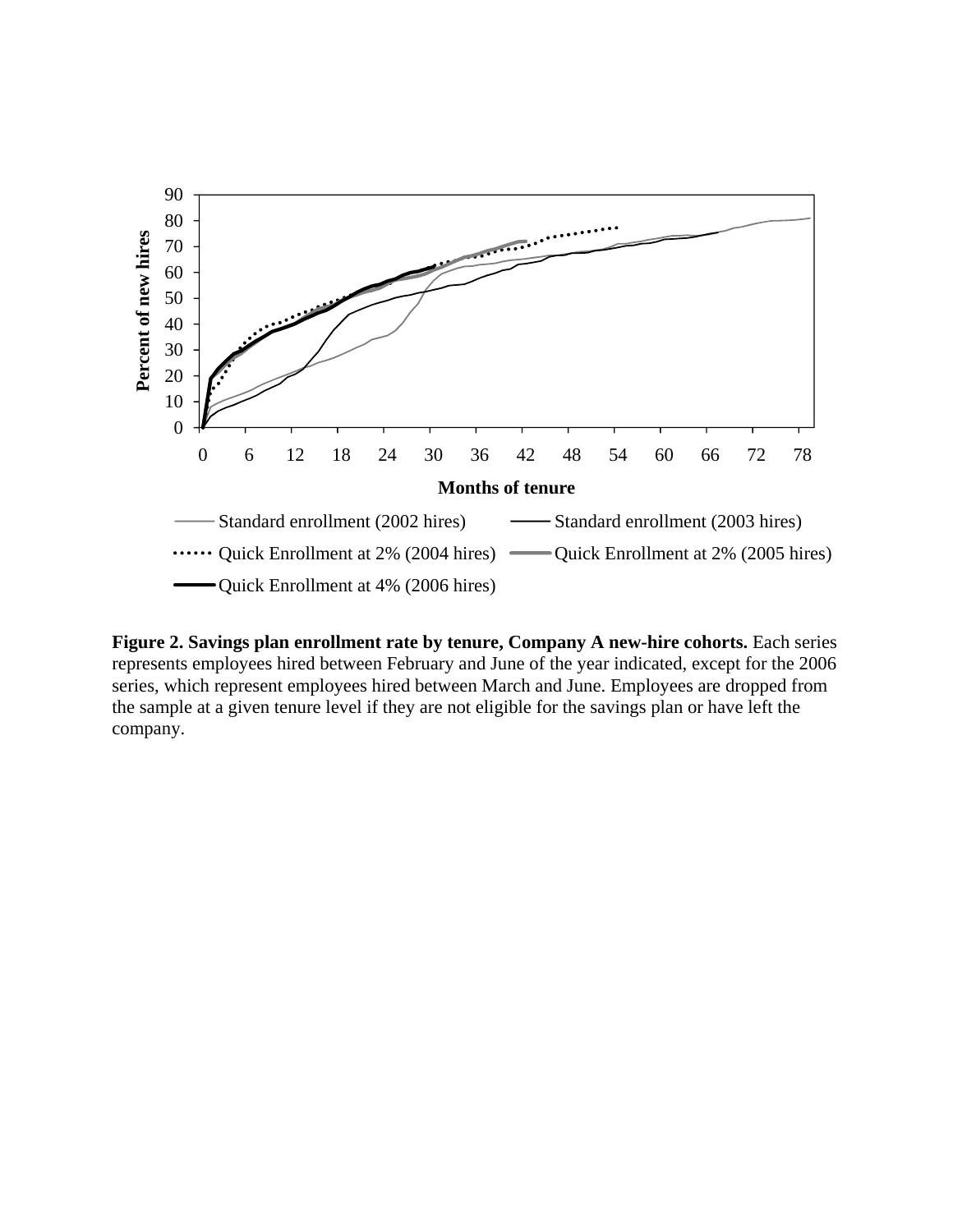**Figure 2. Savings plan enrollment rate by tenure, Company A new-hire cohorts.** Each series represents employees hired between February and June of the year indicated, except for the 2006 series, which represent employees hired between March and June. Employees are dropped from the sample at a given tenure level if they are not eligible for the savings plan or have left the company.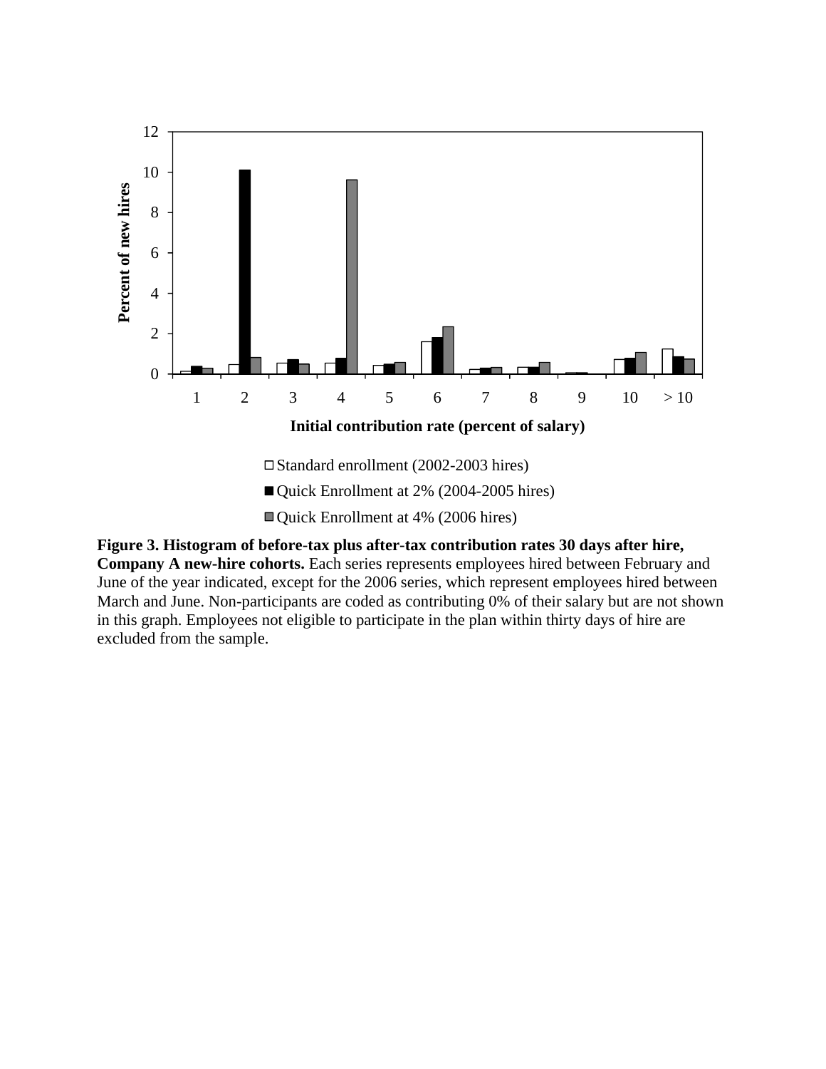**Figure 3. Histogram of before-tax plus after-tax contribution rates 30 days after hire, Company A new-hire cohorts.** Each series represents employees hired between February and June of the year indicated, except for the 2006 series, which represent employees hired between March and June. Non-participants are coded as contributing 0% of their salary but are not shown in this graph. Employees not eligible to participate in the plan within thirty days of hire are excluded from the sample.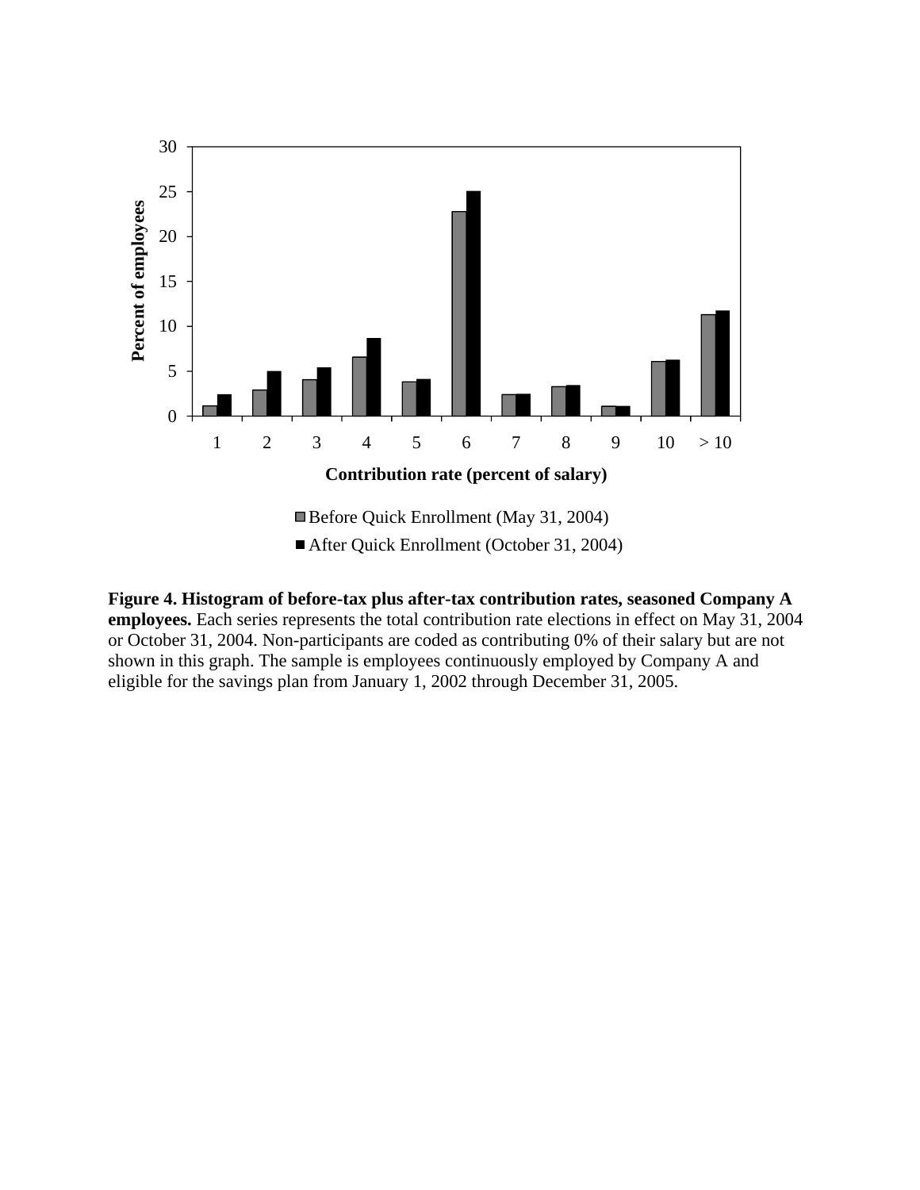**Figure 4. Histogram of before-tax plus after-tax contribution rates, seasoned Company A employees.** Each series represents the total contribution rate elections in effect on May 31, 2004 or October 31, 2004. Non-participants are coded as contributing 0% of their salary but are not shown in this graph. The sample is employees continuously employed by Company A and eligible for the savings plan from January 1, 2002 through December 31, 2005.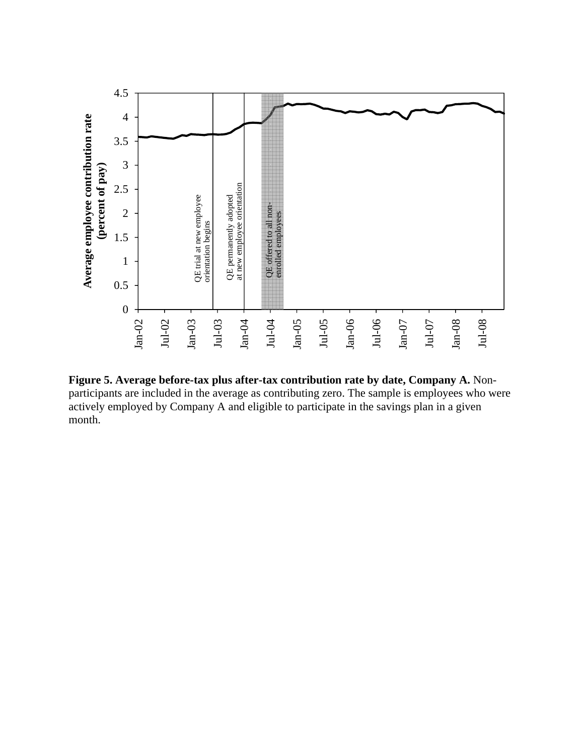**Figure 5. Average before-tax plus after-tax contribution rate by date, Company A.** Non-participants are included in the average as contributing zero. The sample is employees who were actively employed by Company A and eligible to participate in the savings plan in a given month.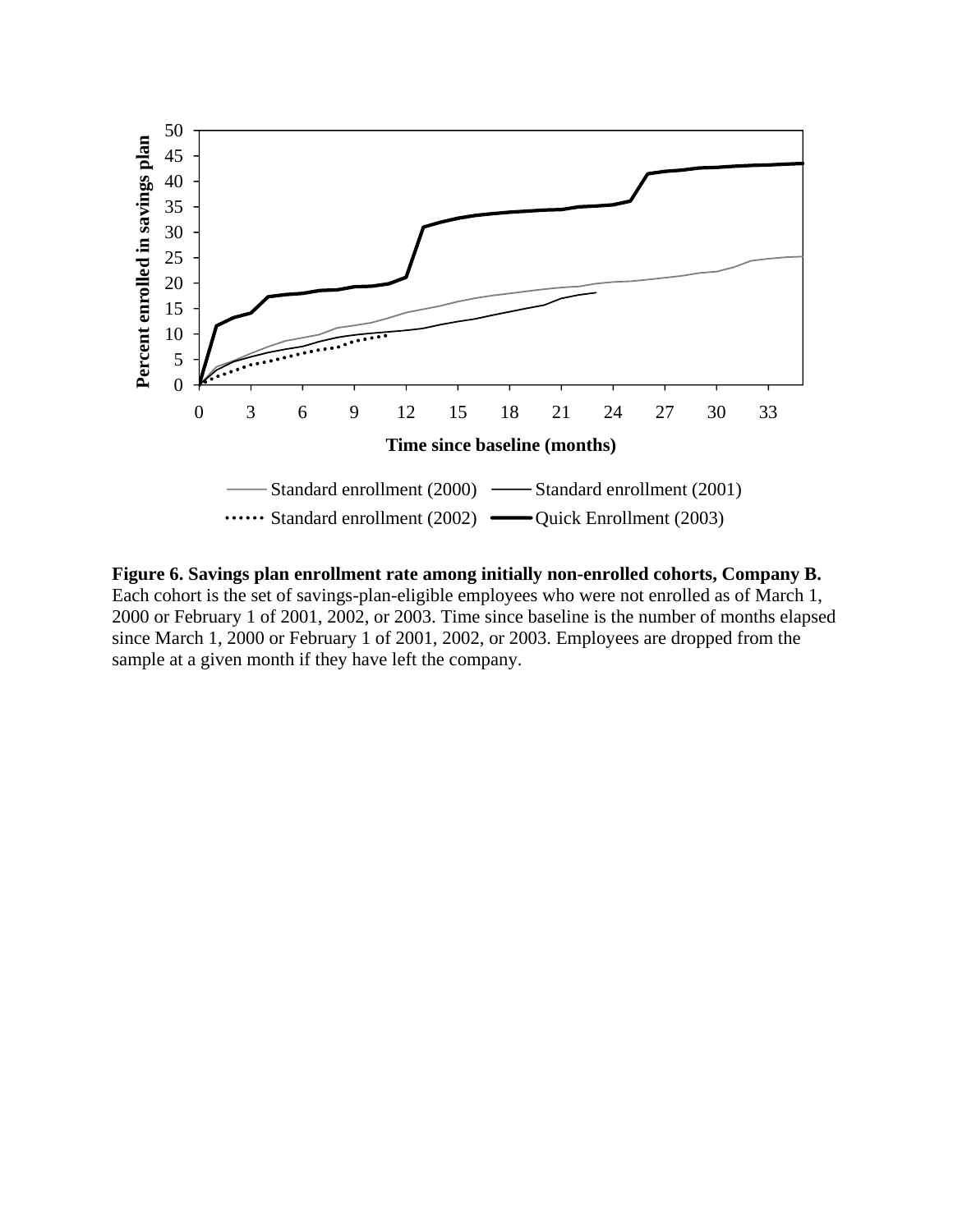**Figure 6. Savings plan enrollment rate among initially non-enrolled cohorts, Company B.** Each cohort is the set of savings-plan-eligible employees who were not enrolled as of March 1, 2000 or February 1 of 2001, 2002, or 2003. Time since baseline is the number of months elapsed since March 1, 2000 or February 1 of 2001, 2002, or 2003. Employees are dropped from the sample at a given month if they have left the company.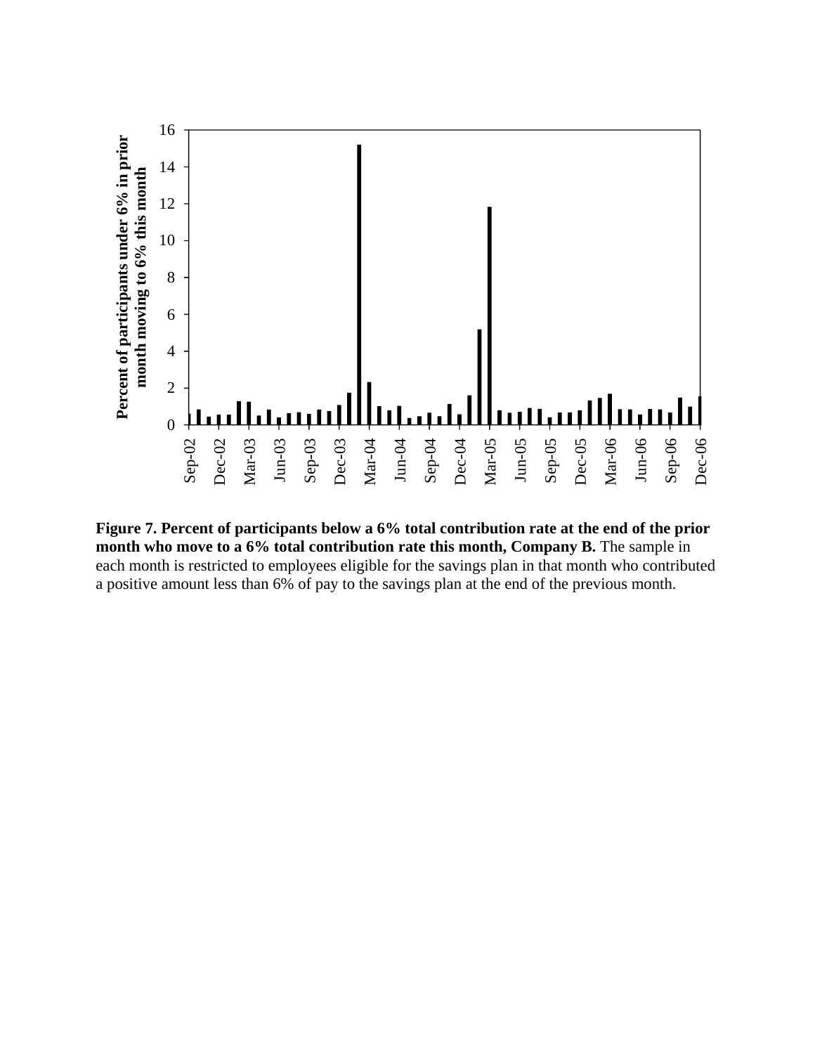**Figure 7. Percent of participants below a 6% total contribution rate at the end of the prior month who move to a 6% total contribution rate this month, Company B.** The sample in each month is restricted to employees eligible for the savings plan in that month who contributed a positive amount less than 6% of pay to the savings plan at the end of the previous month.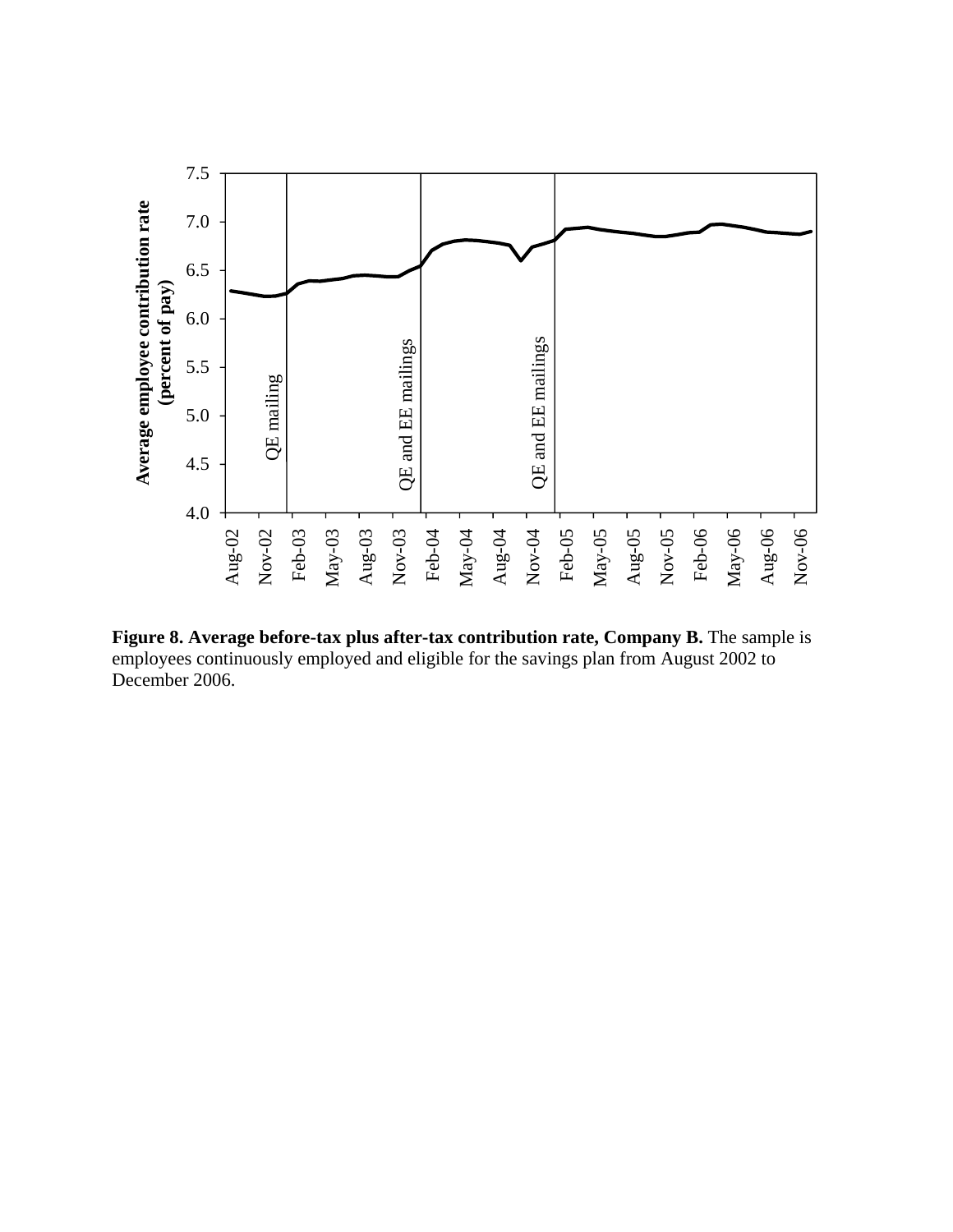Average employee contribution rate (percent of pay)

7.5
7.0
6.5
6.0
5.5
5.0
4.5
4.0

QE mailing

QE and EE mailings

QE and EE mailings

Aug-02
Nov-02
Feb-03
May-03
Aug-03
Nov-03
Feb-04
May-04
Aug-04
Nov-04
Feb-05
May-05
Aug-05
Nov-05
Feb-06
May-06
Aug-06
Nov-06

**Figure 8. Average before-tax plus after-tax contribution rate, Company B.** The sample is employees continuously employed and eligible for the savings plan from August 2002 to December 2006.